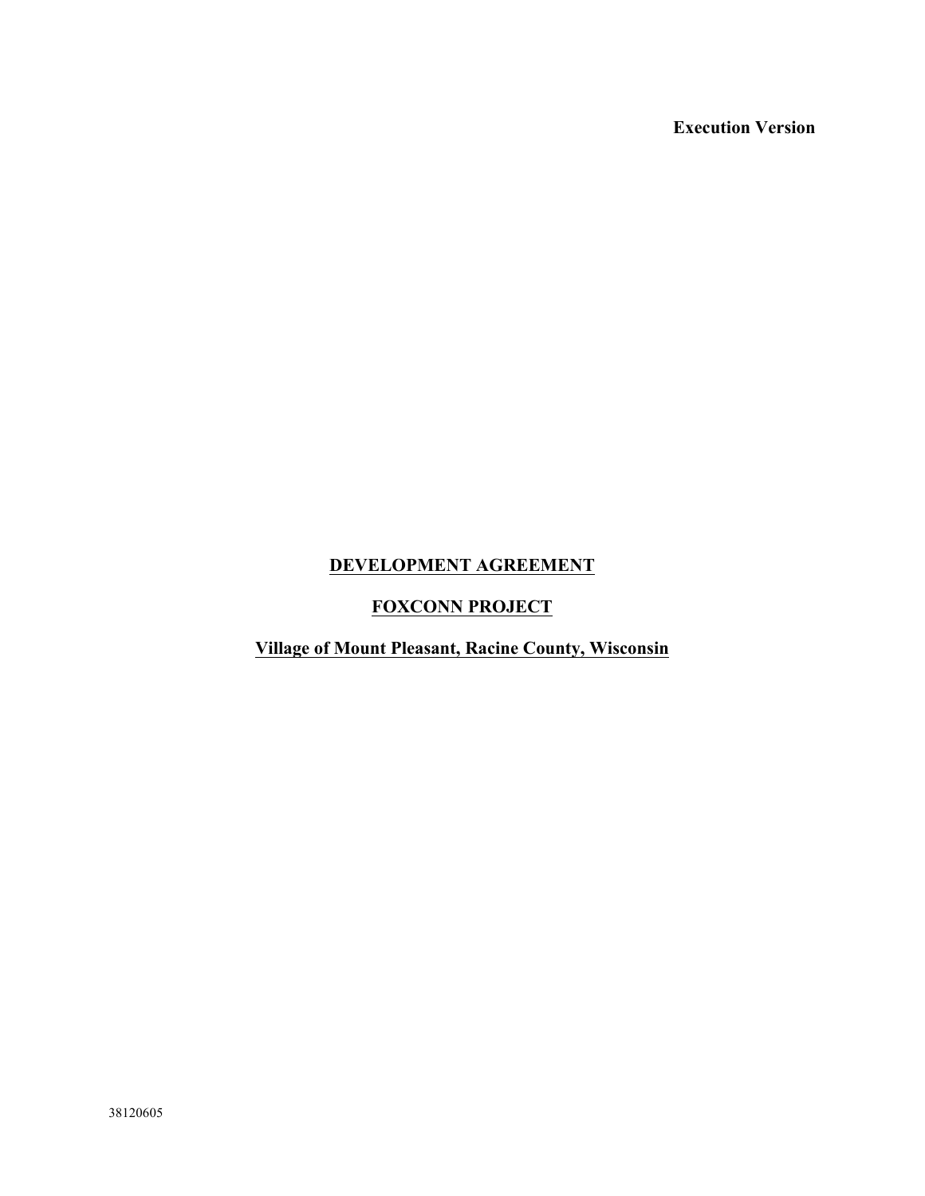**Execution Version**

# DEVELOPMENT AGREEMENT

## FOXCONN PROJECT

## Village of Mount Pleasant, Racine County, Wisconsin

38120605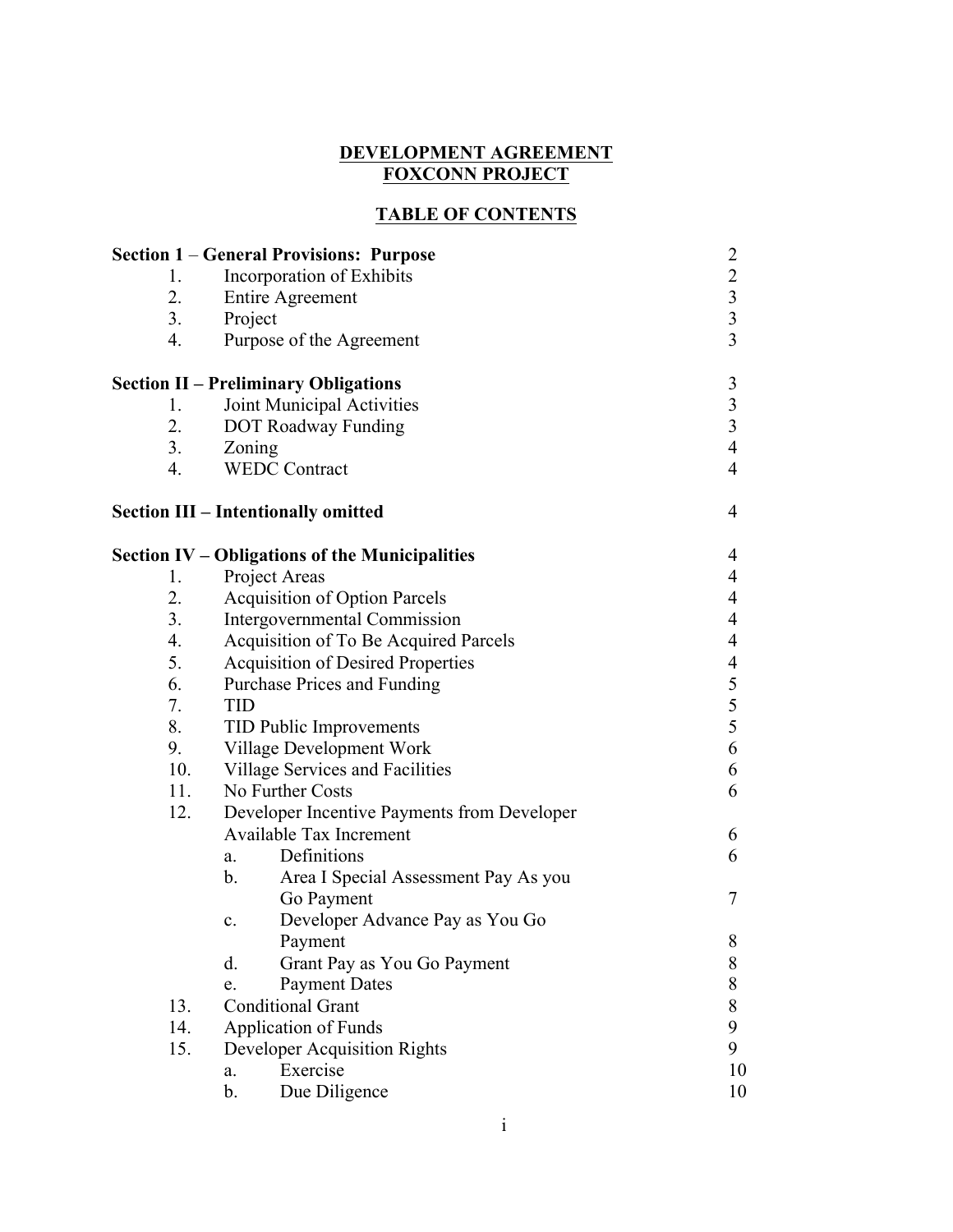# DEVELOPMENT AGREEMENT
# FOXCONN PROJECT

## TABLE OF CONTENTS

| | | |
|---|---|---|
| **Section 1 – General Provisions: Purpose** | | 2 |
| 1. | Incorporation of Exhibits | 2 |
| 2. | Entire Agreement | 3 |
| 3. | Project | 3 |
| 4. | Purpose of the Agreement | 3 |
| **Section II – Preliminary Obligations** | | 3 |
| 1. | Joint Municipal Activities | 3 |
| 2. | DOT Roadway Funding | 3 |
| 3. | Zoning | 4 |
| 4. | WEDC Contract | 4 |
| **Section III – Intentionally omitted** | | 4 |
| **Section IV – Obligations of the Municipalities** | | 4 |
| 1. | Project Areas | 4 |
| 2. | Acquisition of Option Parcels | 4 |
| 3. | Intergovernmental Commission | 4 |
| 4. | Acquisition of To Be Acquired Parcels | 4 |
| 5. | Acquisition of Desired Properties | 4 |
| 6. | Purchase Prices and Funding | 5 |
| 7. | TID | 5 |
| 8. | TID Public Improvements | 5 |
| 9. | Village Development Work | 6 |
| 10. | Village Services and Facilities | 6 |
| 11. | No Further Costs | 6 |
| 12. | Developer Incentive Payments from Developer Available Tax Increment | 6 |
| | a. Definitions | 6 |
| | b. Area I Special Assessment Pay As you Go Payment | 7 |
| | c. Developer Advance Pay as You Go Payment | 8 |
| | d. Grant Pay as You Go Payment | 8 |
| | e. Payment Dates | 8 |
| 13. | Conditional Grant | 8 |
| 14. | Application of Funds | 9 |
| 15. | Developer Acquisition Rights | 9 |
| | a. Exercise | 10 |
| | b. Due Diligence | 10 |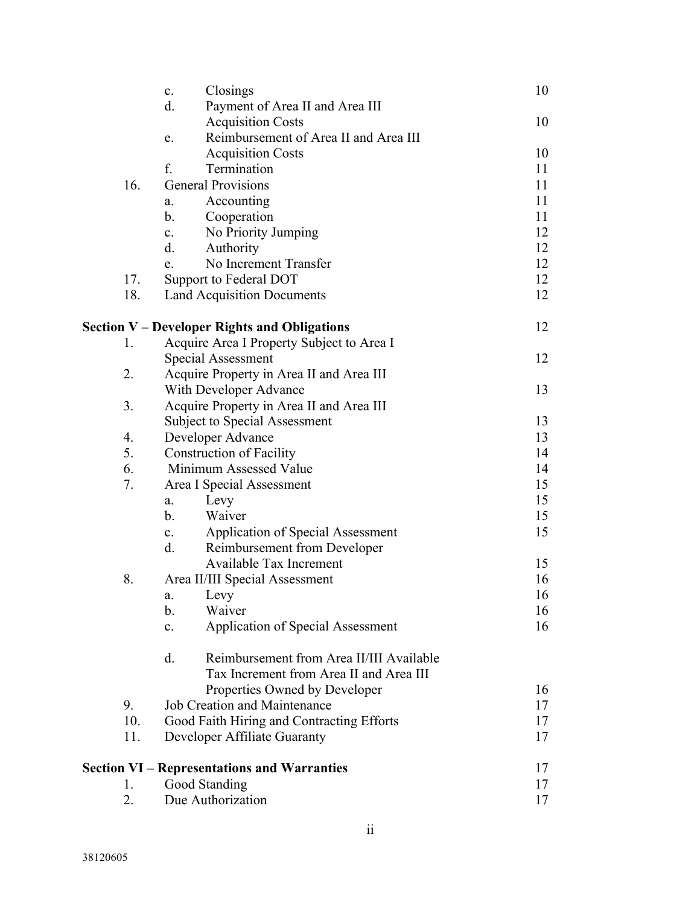| | | | |
|---|---|---|---|
| | c. | Closings | 10 |
| | d. | Payment of Area II and Area III Acquisition Costs | 10 |
| | e. | Reimbursement of Area II and Area III Acquisition Costs | 10 |
| | f. | Termination | 11 |
| 16. | General Provisions | | 11 |
| | a. | Accounting | 11 |
| | b. | Cooperation | 11 |
| | c. | No Priority Jumping | 12 |
| | d. | Authority | 12 |
| | e. | No Increment Transfer | 12 |
| 17. | Support to Federal DOT | | 12 |
| 18. | Land Acquisition Documents | | 12 |

| | | | |
|---|---|---|---|
| **Section V – Developer Rights and Obligations** | | | 12 |
| 1. | Acquire Area I Property Subject to Area I Special Assessment | | 12 |
| 2. | Acquire Property in Area II and Area III With Developer Advance | | 13 |
| 3. | Acquire Property in Area II and Area III Subject to Special Assessment | | 13 |
| 4. | Developer Advance | | 13 |
| 5. | Construction of Facility | | 14 |
| 6. | Minimum Assessed Value | | 14 |
| 7. | Area I Special Assessment | | 15 |
| | a. | Levy | 15 |
| | b. | Waiver | 15 |
| | c. | Application of Special Assessment | 15 |
| | d. | Reimbursement from Developer Available Tax Increment | 15 |
| 8. | Area II/III Special Assessment | | 16 |
| | a. | Levy | 16 |
| | b. | Waiver | 16 |
| | c. | Application of Special Assessment | 16 |
| | d. | Reimbursement from Area II/III Available Tax Increment from Area II and Area III Properties Owned by Developer | 16 |
| 9. | Job Creation and Maintenance | | 17 |
| 10. | Good Faith Hiring and Contracting Efforts | | 17 |
| 11. | Developer Affiliate Guaranty | | 17 |

| | | |
|---|---|---|
| **Section VI – Representations and Warranties** | | 17 |
| 1. | Good Standing | 17 |
| 2. | Due Authorization | 17 |

38120605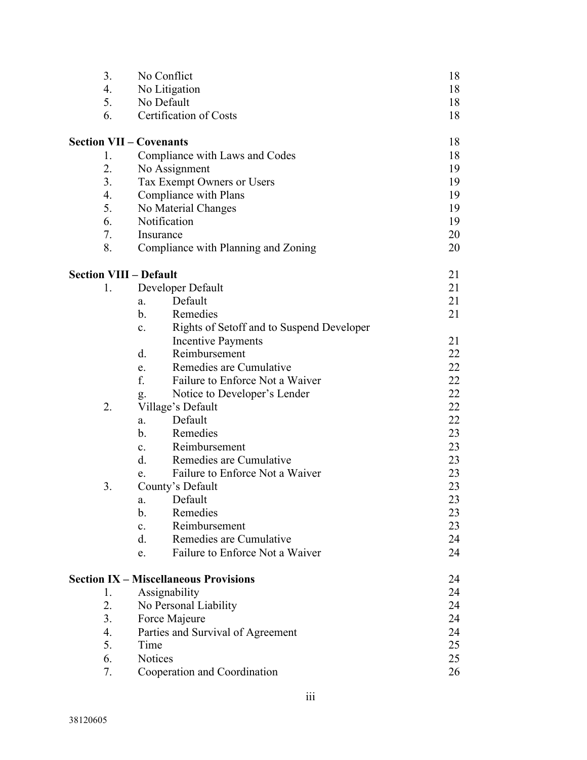| | | Page |
|---|---|---|
| 3. | No Conflict | 18 |
| 4. | No Litigation | 18 |
| 5. | No Default | 18 |
| 6. | Certification of Costs | 18 |
| **Section VII – Covenants** | | 18 |
| 1. | Compliance with Laws and Codes | 18 |
| 2. | No Assignment | 19 |
| 3. | Tax Exempt Owners or Users | 19 |
| 4. | Compliance with Plans | 19 |
| 5. | No Material Changes | 19 |
| 6. | Notification | 19 |
| 7. | Insurance | 20 |
| 8. | Compliance with Planning and Zoning | 20 |
| **Section VIII – Default** | | 21 |
| 1. | Developer Default | 21 |
| | a. Default | 21 |
| | b. Remedies | 21 |
| | c. Rights of Setoff and to Suspend Developer Incentive Payments | 21 |
| | d. Reimbursement | 22 |
| | e. Remedies are Cumulative | 22 |
| | f. Failure to Enforce Not a Waiver | 22 |
| | g. Notice to Developer's Lender | 22 |
| 2. | Village's Default | 22 |
| | a. Default | 22 |
| | b. Remedies | 23 |
| | c. Reimbursement | 23 |
| | d. Remedies are Cumulative | 23 |
| | e. Failure to Enforce Not a Waiver | 23 |
| 3. | County's Default | 23 |
| | a. Default | 23 |
| | b. Remedies | 23 |
| | c. Reimbursement | 23 |
| | d. Remedies are Cumulative | 24 |
| | e. Failure to Enforce Not a Waiver | 24 |
| **Section IX – Miscellaneous Provisions** | | 24 |
| 1. | Assignability | 24 |
| 2. | No Personal Liability | 24 |
| 3. | Force Majeure | 24 |
| 4. | Parties and Survival of Agreement | 24 |
| 5. | Time | 25 |
| 6. | Notices | 25 |
| 7. | Cooperation and Coordination | 26 |

38120605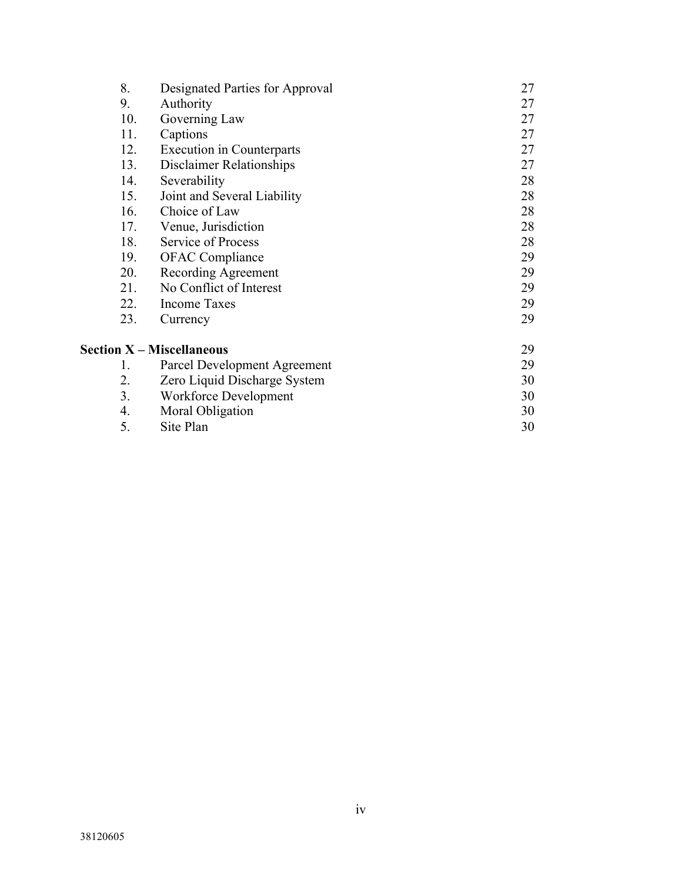| | | |
|---|---|---|
| 8. | Designated Parties for Approval | 27 |
| 9. | Authority | 27 |
| 10. | Governing Law | 27 |
| 11. | Captions | 27 |
| 12. | Execution in Counterparts | 27 |
| 13. | Disclaimer Relationships | 27 |
| 14. | Severability | 28 |
| 15. | Joint and Several Liability | 28 |
| 16. | Choice of Law | 28 |
| 17. | Venue, Jurisdiction | 28 |
| 18. | Service of Process | 28 |
| 19. | OFAC Compliance | 29 |
| 20. | Recording Agreement | 29 |
| 21. | No Conflict of Interest | 29 |
| 22. | Income Taxes | 29 |
| 23. | Currency | 29 |
| **Section X – Miscellaneous** | | 29 |
| 1. | Parcel Development Agreement | 29 |
| 2. | Zero Liquid Discharge System | 30 |
| 3. | Workforce Development | 30 |
| 4. | Moral Obligation | 30 |
| 5. | Site Plan | 30 |

38120605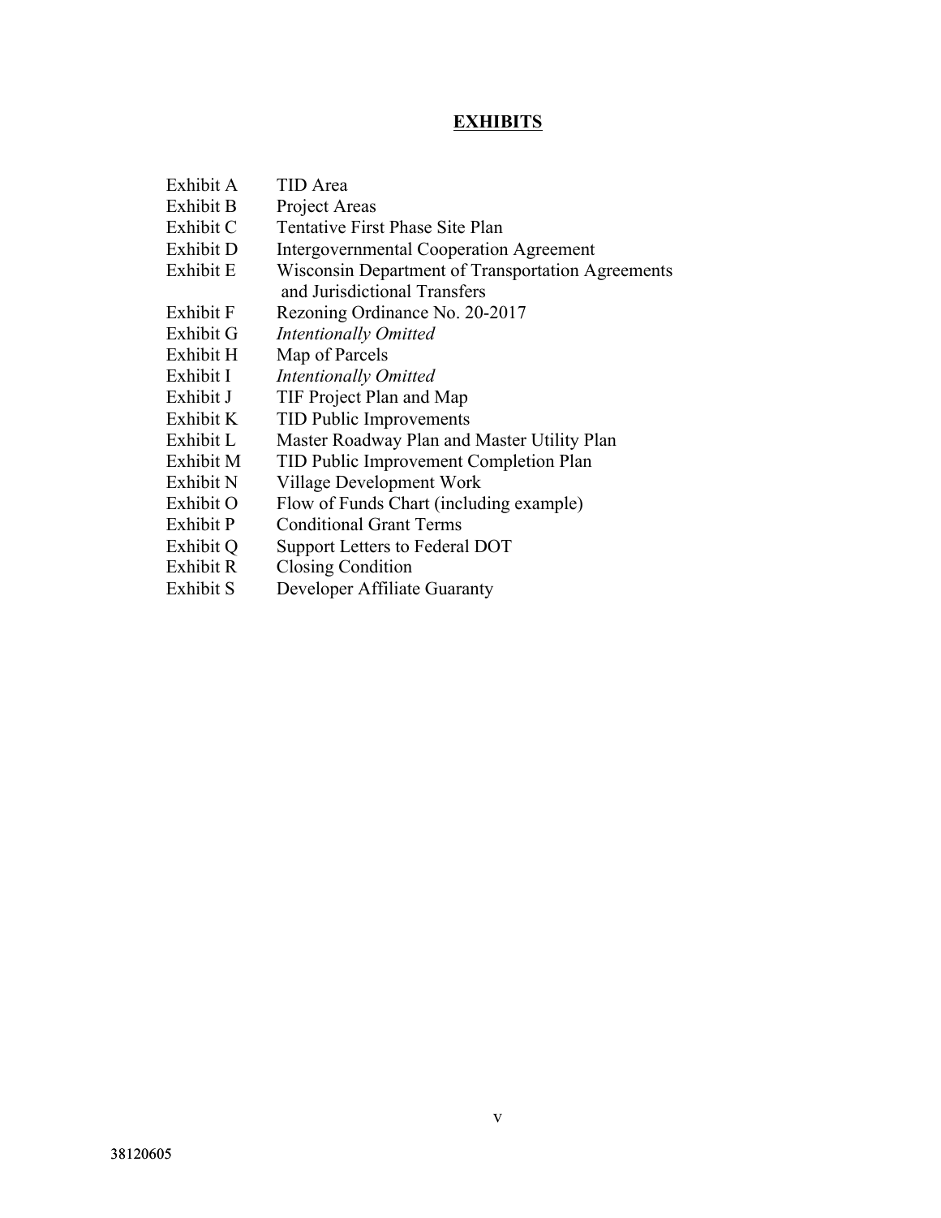# EXHIBITS

| | |
|---|---|
| Exhibit A | TID Area |
| Exhibit B | Project Areas |
| Exhibit C | Tentative First Phase Site Plan |
| Exhibit D | Intergovernmental Cooperation Agreement |
| Exhibit E | Wisconsin Department of Transportation Agreements and Jurisdictional Transfers |
| Exhibit F | Rezoning Ordinance No. 20-2017 |
| Exhibit G | *Intentionally Omitted* |
| Exhibit H | Map of Parcels |
| Exhibit I | *Intentionally Omitted* |
| Exhibit J | TIF Project Plan and Map |
| Exhibit K | TID Public Improvements |
| Exhibit L | Master Roadway Plan and Master Utility Plan |
| Exhibit M | TID Public Improvement Completion Plan |
| Exhibit N | Village Development Work |
| Exhibit O | Flow of Funds Chart (including example) |
| Exhibit P | Conditional Grant Terms |
| Exhibit Q | Support Letters to Federal DOT |
| Exhibit R | Closing Condition |
| Exhibit S | Developer Affiliate Guaranty |

38120605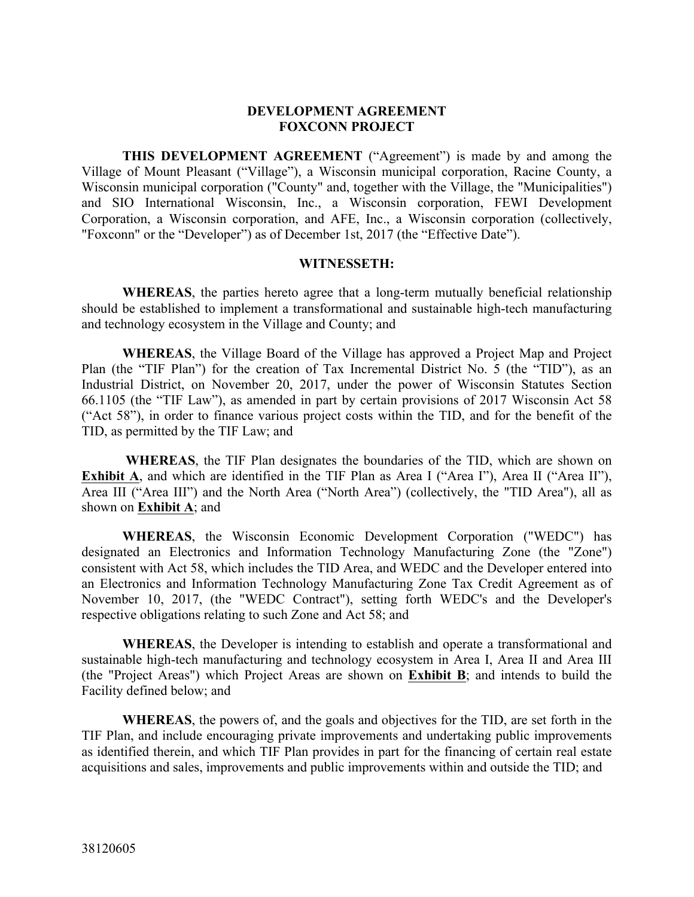**DEVELOPMENT AGREEMENT**
**FOXCONN PROJECT**

**THIS DEVELOPMENT AGREEMENT** ("Agreement") is made by and among the Village of Mount Pleasant ("Village"), a Wisconsin municipal corporation, Racine County, a Wisconsin municipal corporation ("County" and, together with the Village, the "Municipalities") and SIO International Wisconsin, Inc., a Wisconsin corporation, FEWI Development Corporation, a Wisconsin corporation, and AFE, Inc., a Wisconsin corporation (collectively, "Foxconn" or the "Developer") as of December 1st, 2017 (the "Effective Date").

**WITNESSETH:**

**WHEREAS**, the parties hereto agree that a long-term mutually beneficial relationship should be established to implement a transformational and sustainable high-tech manufacturing and technology ecosystem in the Village and County; and

**WHEREAS**, the Village Board of the Village has approved a Project Map and Project Plan (the "TIF Plan") for the creation of Tax Incremental District No. 5 (the "TID"), as an Industrial District, on November 20, 2017, under the power of Wisconsin Statutes Section 66.1105 (the "TIF Law"), as amended in part by certain provisions of 2017 Wisconsin Act 58 ("Act 58"), in order to finance various project costs within the TID, and for the benefit of the TID, as permitted by the TIF Law; and

**WHEREAS**, the TIF Plan designates the boundaries of the TID, which are shown on **Exhibit A**, and which are identified in the TIF Plan as Area I ("Area I"), Area II ("Area II"), Area III ("Area III") and the North Area ("North Area") (collectively, the "TID Area"), all as shown on **Exhibit A**; and

**WHEREAS**, the Wisconsin Economic Development Corporation ("WEDC") has designated an Electronics and Information Technology Manufacturing Zone (the "Zone") consistent with Act 58, which includes the TID Area, and WEDC and the Developer entered into an Electronics and Information Technology Manufacturing Zone Tax Credit Agreement as of November 10, 2017, (the "WEDC Contract"), setting forth WEDC's and the Developer's respective obligations relating to such Zone and Act 58; and

**WHEREAS**, the Developer is intending to establish and operate a transformational and sustainable high-tech manufacturing and technology ecosystem in Area I, Area II and Area III (the "Project Areas") which Project Areas are shown on **Exhibit B**; and intends to build the Facility defined below; and

**WHEREAS**, the powers of, and the goals and objectives for the TID, are set forth in the TIF Plan, and include encouraging private improvements and undertaking public improvements as identified therein, and which TIF Plan provides in part for the financing of certain real estate acquisitions and sales, improvements and public improvements within and outside the TID; and

38120605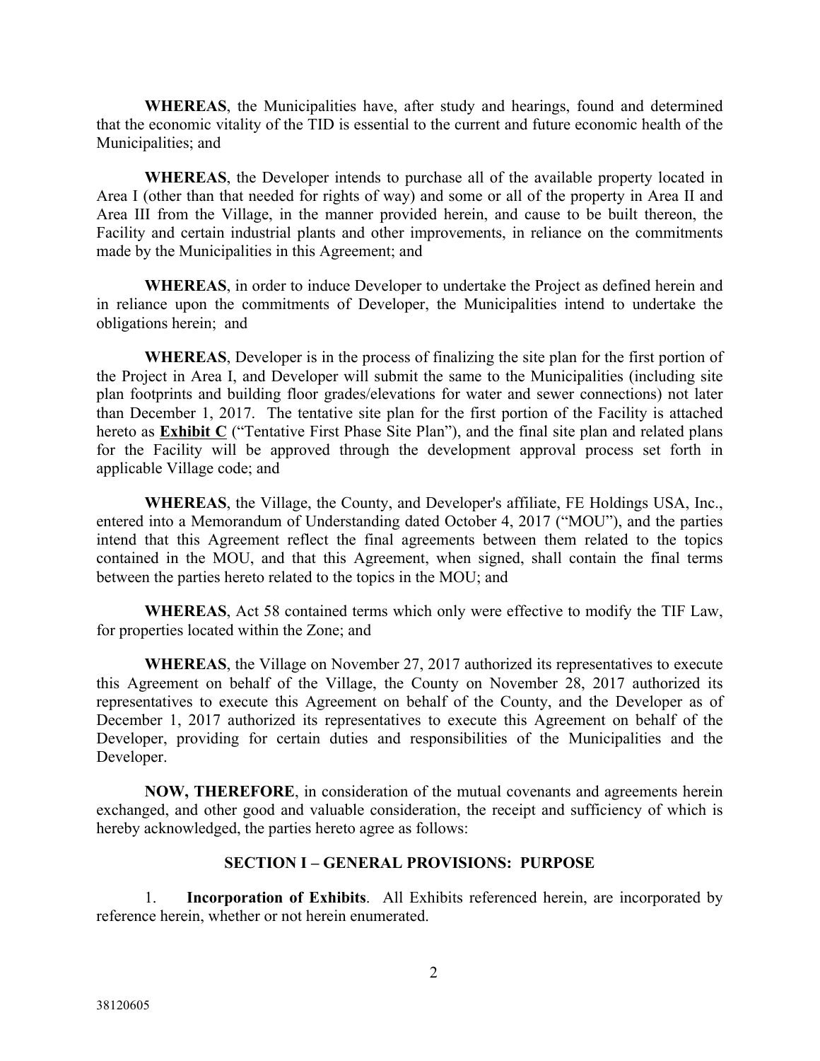**WHEREAS**, the Municipalities have, after study and hearings, found and determined that the economic vitality of the TID is essential to the current and future economic health of the Municipalities; and

**WHEREAS**, the Developer intends to purchase all of the available property located in Area I (other than that needed for rights of way) and some or all of the property in Area II and Area III from the Village, in the manner provided herein, and cause to be built thereon, the Facility and certain industrial plants and other improvements, in reliance on the commitments made by the Municipalities in this Agreement; and

**WHEREAS**, in order to induce Developer to undertake the Project as defined herein and in reliance upon the commitments of Developer, the Municipalities intend to undertake the obligations herein; and

**WHEREAS**, Developer is in the process of finalizing the site plan for the first portion of the Project in Area I, and Developer will submit the same to the Municipalities (including site plan footprints and building floor grades/elevations for water and sewer connections) not later than December 1, 2017. The tentative site plan for the first portion of the Facility is attached hereto as **Exhibit C** ("Tentative First Phase Site Plan"), and the final site plan and related plans for the Facility will be approved through the development approval process set forth in applicable Village code; and

**WHEREAS**, the Village, the County, and Developer's affiliate, FE Holdings USA, Inc., entered into a Memorandum of Understanding dated October 4, 2017 ("MOU"), and the parties intend that this Agreement reflect the final agreements between them related to the topics contained in the MOU, and that this Agreement, when signed, shall contain the final terms between the parties hereto related to the topics in the MOU; and

**WHEREAS**, Act 58 contained terms which only were effective to modify the TIF Law, for properties located within the Zone; and

**WHEREAS**, the Village on November 27, 2017 authorized its representatives to execute this Agreement on behalf of the Village, the County on November 28, 2017 authorized its representatives to execute this Agreement on behalf of the County, and the Developer as of December 1, 2017 authorized its representatives to execute this Agreement on behalf of the Developer, providing for certain duties and responsibilities of the Municipalities and the Developer.

**NOW, THEREFORE**, in consideration of the mutual covenants and agreements herein exchanged, and other good and valuable consideration, the receipt and sufficiency of which is hereby acknowledged, the parties hereto agree as follows:

## SECTION I – GENERAL PROVISIONS: PURPOSE

1. **Incorporation of Exhibits**. All Exhibits referenced herein, are incorporated by reference herein, whether or not herein enumerated.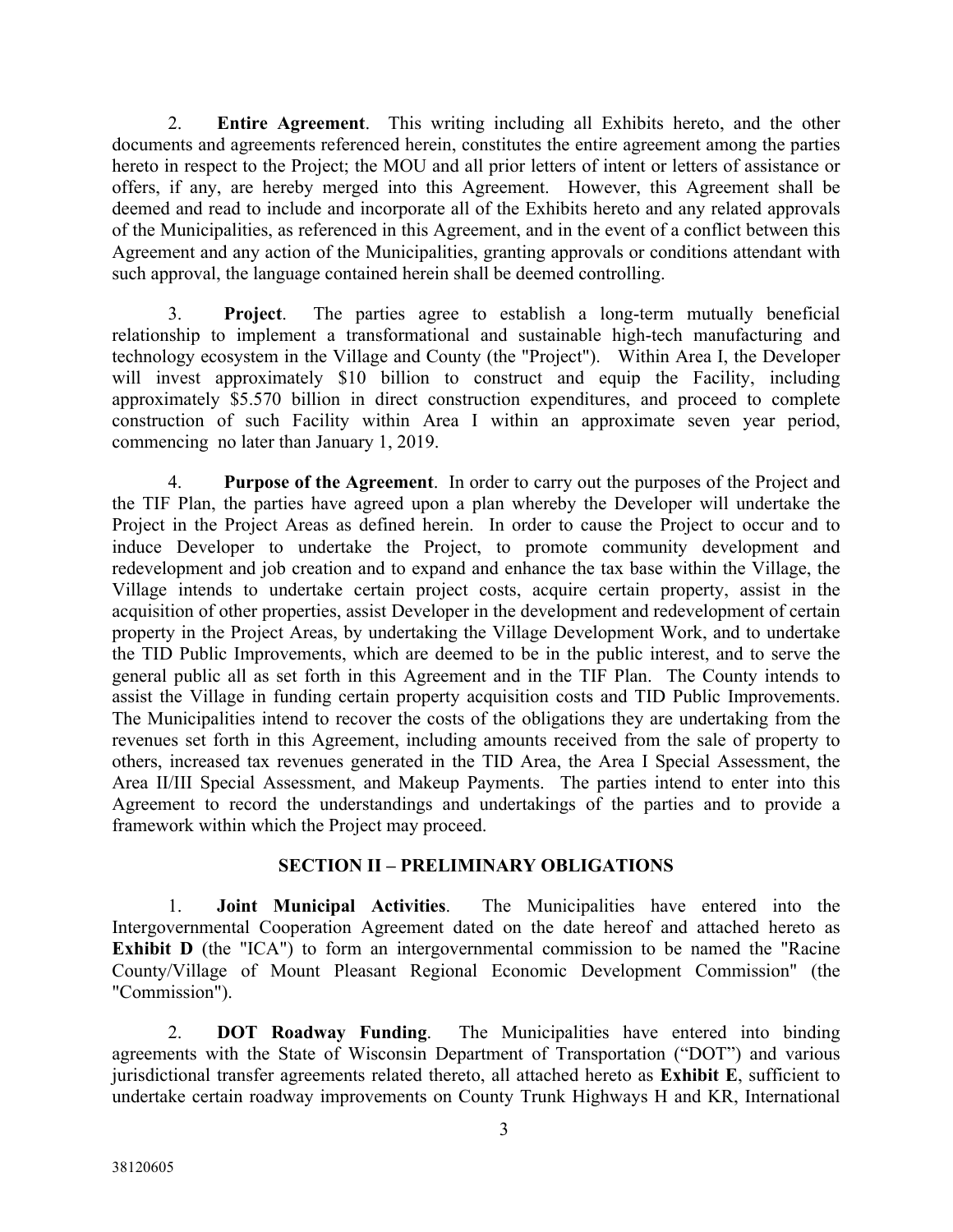2. **Entire Agreement**. This writing including all Exhibits hereto, and the other documents and agreements referenced herein, constitutes the entire agreement among the parties hereto in respect to the Project; the MOU and all prior letters of intent or letters of assistance or offers, if any, are hereby merged into this Agreement. However, this Agreement shall be deemed and read to include and incorporate all of the Exhibits hereto and any related approvals of the Municipalities, as referenced in this Agreement, and in the event of a conflict between this Agreement and any action of the Municipalities, granting approvals or conditions attendant with such approval, the language contained herein shall be deemed controlling.

3. **Project**. The parties agree to establish a long-term mutually beneficial relationship to implement a transformational and sustainable high-tech manufacturing and technology ecosystem in the Village and County (the "Project"). Within Area I, the Developer will invest approximately $10 billion to construct and equip the Facility, including approximately $5.570 billion in direct construction expenditures, and proceed to complete construction of such Facility within Area I within an approximate seven year period, commencing no later than January 1, 2019.

4. **Purpose of the Agreement**. In order to carry out the purposes of the Project and the TIF Plan, the parties have agreed upon a plan whereby the Developer will undertake the Project in the Project Areas as defined herein. In order to cause the Project to occur and to induce Developer to undertake the Project, to promote community development and redevelopment and job creation and to expand and enhance the tax base within the Village, the Village intends to undertake certain project costs, acquire certain property, assist in the acquisition of other properties, assist Developer in the development and redevelopment of certain property in the Project Areas, by undertaking the Village Development Work, and to undertake the TID Public Improvements, which are deemed to be in the public interest, and to serve the general public all as set forth in this Agreement and in the TIF Plan. The County intends to assist the Village in funding certain property acquisition costs and TID Public Improvements. The Municipalities intend to recover the costs of the obligations they are undertaking from the revenues set forth in this Agreement, including amounts received from the sale of property to others, increased tax revenues generated in the TID Area, the Area I Special Assessment, the Area II/III Special Assessment, and Makeup Payments. The parties intend to enter into this Agreement to record the understandings and undertakings of the parties and to provide a framework within which the Project may proceed.

## SECTION II – PRELIMINARY OBLIGATIONS

1. **Joint Municipal Activities**. The Municipalities have entered into the Intergovernmental Cooperation Agreement dated on the date hereof and attached hereto as **Exhibit D** (the "ICA") to form an intergovernmental commission to be named the "Racine County/Village of Mount Pleasant Regional Economic Development Commission" (the "Commission").

2. **DOT Roadway Funding**. The Municipalities have entered into binding agreements with the State of Wisconsin Department of Transportation ("DOT") and various jurisdictional transfer agreements related thereto, all attached hereto as **Exhibit E**, sufficient to undertake certain roadway improvements on County Trunk Highways H and KR, International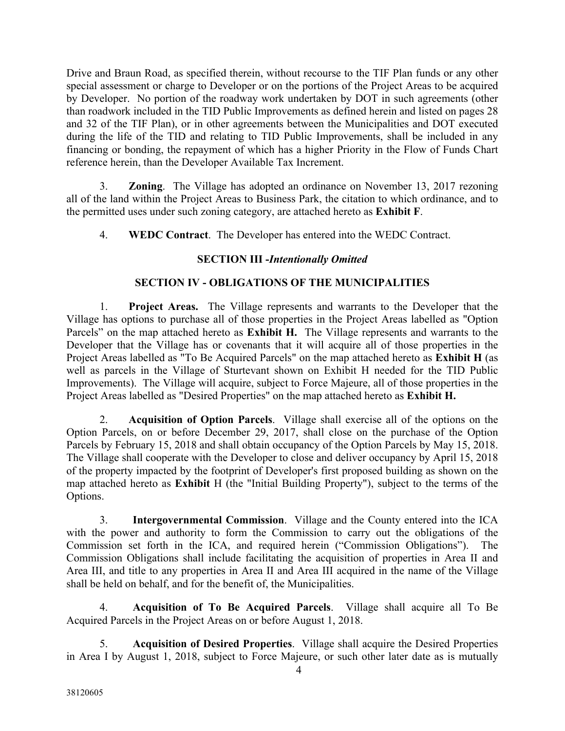Drive and Braun Road, as specified therein, without recourse to the TIF Plan funds or any other special assessment or charge to Developer or on the portions of the Project Areas to be acquired by Developer. No portion of the roadway work undertaken by DOT in such agreements (other than roadwork included in the TID Public Improvements as defined herein and listed on pages 28 and 32 of the TIF Plan), or in other agreements between the Municipalities and DOT executed during the life of the TID and relating to TID Public Improvements, shall be included in any financing or bonding, the repayment of which has a higher Priority in the Flow of Funds Chart reference herein, than the Developer Available Tax Increment.

3. **Zoning**. The Village has adopted an ordinance on November 13, 2017 rezoning all of the land within the Project Areas to Business Park, the citation to which ordinance, and to the permitted uses under such zoning category, are attached hereto as **Exhibit F**.

4. **WEDC Contract**. The Developer has entered into the WEDC Contract.

## SECTION III -*Intentionally Omitted*

## SECTION IV - OBLIGATIONS OF THE MUNICIPALITIES

1. **Project Areas.** The Village represents and warrants to the Developer that the Village has options to purchase all of those properties in the Project Areas labelled as "Option Parcels" on the map attached hereto as **Exhibit H.** The Village represents and warrants to the Developer that the Village has or covenants that it will acquire all of those properties in the Project Areas labelled as "To Be Acquired Parcels" on the map attached hereto as **Exhibit H** (as well as parcels in the Village of Sturtevant shown on Exhibit H needed for the TID Public Improvements). The Village will acquire, subject to Force Majeure, all of those properties in the Project Areas labelled as "Desired Properties" on the map attached hereto as **Exhibit H.**

2. **Acquisition of Option Parcels**. Village shall exercise all of the options on the Option Parcels, on or before December 29, 2017, shall close on the purchase of the Option Parcels by February 15, 2018 and shall obtain occupancy of the Option Parcels by May 15, 2018. The Village shall cooperate with the Developer to close and deliver occupancy by April 15, 2018 of the property impacted by the footprint of Developer's first proposed building as shown on the map attached hereto as **Exhibit** H (the "Initial Building Property"), subject to the terms of the Options.

3. **Intergovernmental Commission**. Village and the County entered into the ICA with the power and authority to form the Commission to carry out the obligations of the Commission set forth in the ICA, and required herein ("Commission Obligations"). The Commission Obligations shall include facilitating the acquisition of properties in Area II and Area III, and title to any properties in Area II and Area III acquired in the name of the Village shall be held on behalf, and for the benefit of, the Municipalities.

4. **Acquisition of To Be Acquired Parcels**. Village shall acquire all To Be Acquired Parcels in the Project Areas on or before August 1, 2018.

5. **Acquisition of Desired Properties**. Village shall acquire the Desired Properties in Area I by August 1, 2018, subject to Force Majeure, or such other later date as is mutually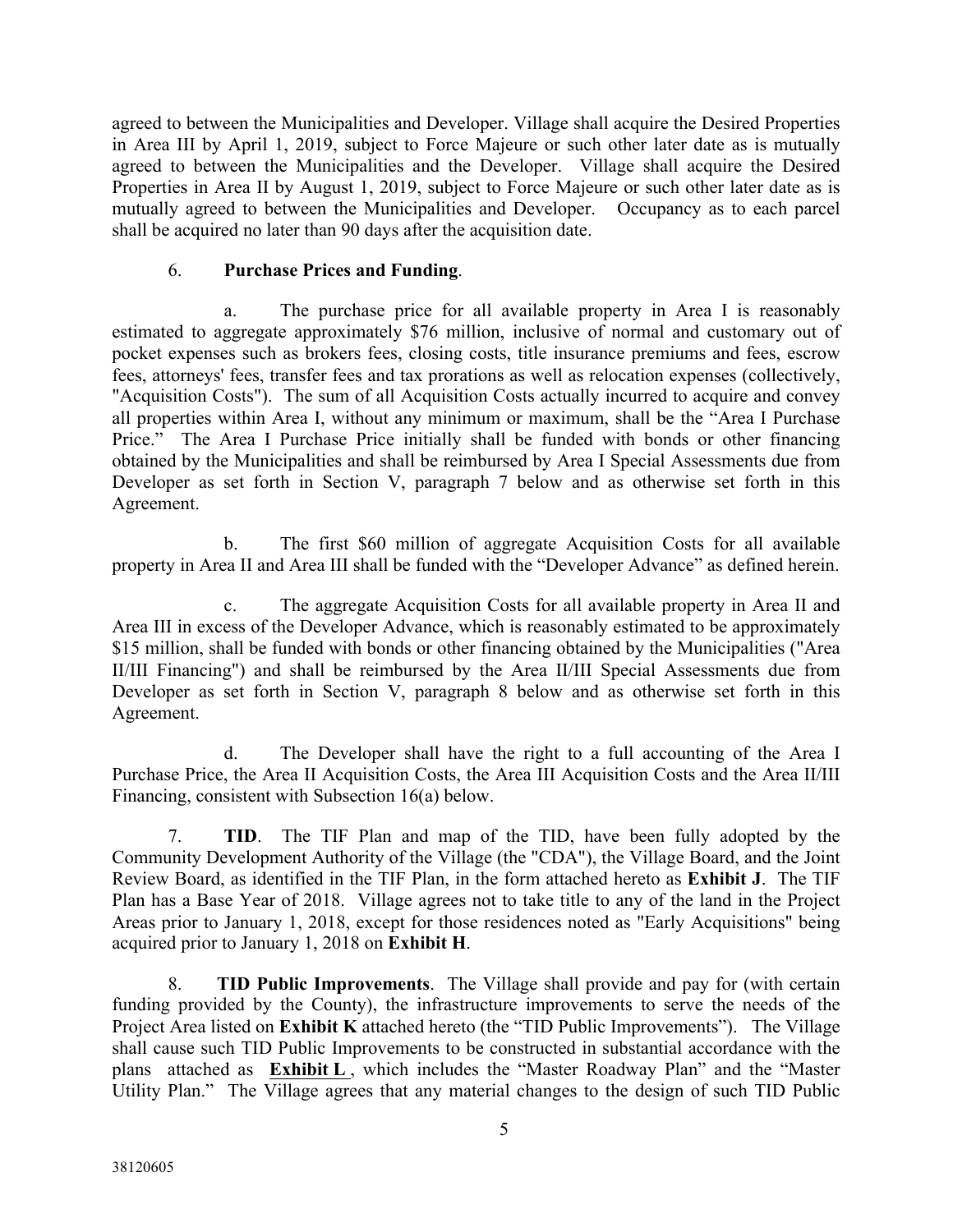agreed to between the Municipalities and Developer. Village shall acquire the Desired Properties in Area III by April 1, 2019, subject to Force Majeure or such other later date as is mutually agreed to between the Municipalities and the Developer. Village shall acquire the Desired Properties in Area II by August 1, 2019, subject to Force Majeure or such other later date as is mutually agreed to between the Municipalities and Developer. Occupancy as to each parcel shall be acquired no later than 90 days after the acquisition date.

6. **Purchase Prices and Funding**.

a. The purchase price for all available property in Area I is reasonably estimated to aggregate approximately $76 million, inclusive of normal and customary out of pocket expenses such as brokers fees, closing costs, title insurance premiums and fees, escrow fees, attorneys' fees, transfer fees and tax prorations as well as relocation expenses (collectively, "Acquisition Costs"). The sum of all Acquisition Costs actually incurred to acquire and convey all properties within Area I, without any minimum or maximum, shall be the "Area I Purchase Price." The Area I Purchase Price initially shall be funded with bonds or other financing obtained by the Municipalities and shall be reimbursed by Area I Special Assessments due from Developer as set forth in Section V, paragraph 7 below and as otherwise set forth in this Agreement.

b. The first $60 million of aggregate Acquisition Costs for all available property in Area II and Area III shall be funded with the "Developer Advance" as defined herein.

c. The aggregate Acquisition Costs for all available property in Area II and Area III in excess of the Developer Advance, which is reasonably estimated to be approximately $15 million, shall be funded with bonds or other financing obtained by the Municipalities ("Area II/III Financing") and shall be reimbursed by the Area II/III Special Assessments due from Developer as set forth in Section V, paragraph 8 below and as otherwise set forth in this Agreement.

d. The Developer shall have the right to a full accounting of the Area I Purchase Price, the Area II Acquisition Costs, the Area III Acquisition Costs and the Area II/III Financing, consistent with Subsection 16(a) below.

7. **TID**. The TIF Plan and map of the TID, have been fully adopted by the Community Development Authority of the Village (the "CDA"), the Village Board, and the Joint Review Board, as identified in the TIF Plan, in the form attached hereto as **Exhibit J**. The TIF Plan has a Base Year of 2018. Village agrees not to take title to any of the land in the Project Areas prior to January 1, 2018, except for those residences noted as "Early Acquisitions" being acquired prior to January 1, 2018 on **Exhibit H**.

8. **TID Public Improvements**. The Village shall provide and pay for (with certain funding provided by the County), the infrastructure improvements to serve the needs of the Project Area listed on **Exhibit K** attached hereto (the "TID Public Improvements"). The Village shall cause such TID Public Improvements to be constructed in substantial accordance with the plans attached as **Exhibit L**, which includes the "Master Roadway Plan" and the "Master Utility Plan." The Village agrees that any material changes to the design of such TID Public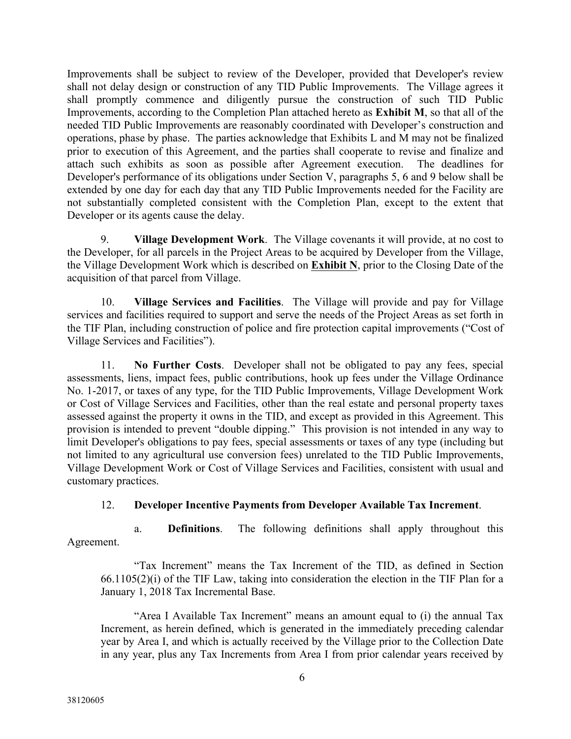Improvements shall be subject to review of the Developer, provided that Developer's review shall not delay design or construction of any TID Public Improvements. The Village agrees it shall promptly commence and diligently pursue the construction of such TID Public Improvements, according to the Completion Plan attached hereto as **Exhibit M**, so that all of the needed TID Public Improvements are reasonably coordinated with Developer's construction and operations, phase by phase. The parties acknowledge that Exhibits L and M may not be finalized prior to execution of this Agreement, and the parties shall cooperate to revise and finalize and attach such exhibits as soon as possible after Agreement execution. The deadlines for Developer's performance of its obligations under Section V, paragraphs 5, 6 and 9 below shall be extended by one day for each day that any TID Public Improvements needed for the Facility are not substantially completed consistent with the Completion Plan, except to the extent that Developer or its agents cause the delay.

9. **Village Development Work**. The Village covenants it will provide, at no cost to the Developer, for all parcels in the Project Areas to be acquired by Developer from the Village, the Village Development Work which is described on **<u>Exhibit N</u>**, prior to the Closing Date of the acquisition of that parcel from Village.

10. **Village Services and Facilities**. The Village will provide and pay for Village services and facilities required to support and serve the needs of the Project Areas as set forth in the TIF Plan, including construction of police and fire protection capital improvements ("Cost of Village Services and Facilities").

11. **No Further Costs**. Developer shall not be obligated to pay any fees, special assessments, liens, impact fees, public contributions, hook up fees under the Village Ordinance No. 1-2017, or taxes of any type, for the TID Public Improvements, Village Development Work or Cost of Village Services and Facilities, other than the real estate and personal property taxes assessed against the property it owns in the TID, and except as provided in this Agreement. This provision is intended to prevent "double dipping." This provision is not intended in any way to limit Developer's obligations to pay fees, special assessments or taxes of any type (including but not limited to any agricultural use conversion fees) unrelated to the TID Public Improvements, Village Development Work or Cost of Village Services and Facilities, consistent with usual and customary practices.

12. **Developer Incentive Payments from Developer Available Tax Increment**.

a. **Definitions**. The following definitions shall apply throughout this Agreement.

"Tax Increment" means the Tax Increment of the TID, as defined in Section 66.1105(2)(i) of the TIF Law, taking into consideration the election in the TIF Plan for a January 1, 2018 Tax Incremental Base.

"Area I Available Tax Increment" means an amount equal to (i) the annual Tax Increment, as herein defined, which is generated in the immediately preceding calendar year by Area I, and which is actually received by the Village prior to the Collection Date in any year, plus any Tax Increments from Area I from prior calendar years received by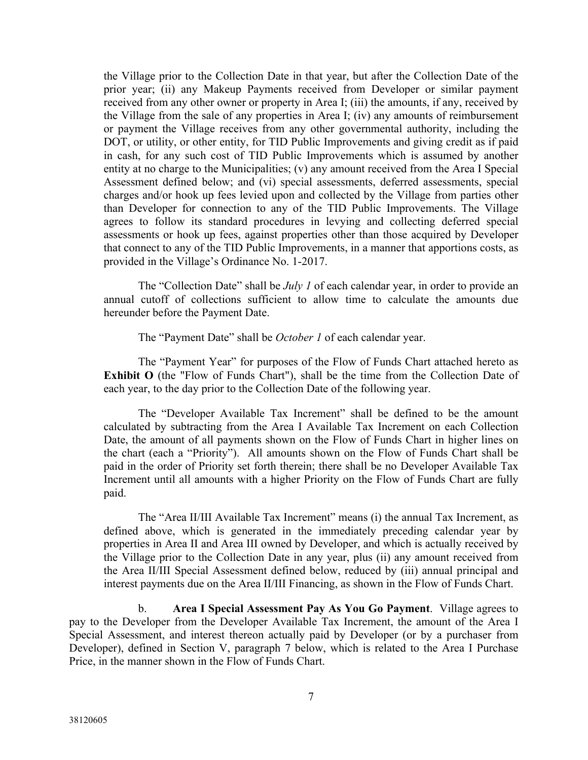the Village prior to the Collection Date in that year, but after the Collection Date of the prior year; (ii) any Makeup Payments received from Developer or similar payment received from any other owner or property in Area I; (iii) the amounts, if any, received by the Village from the sale of any properties in Area I; (iv) any amounts of reimbursement or payment the Village receives from any other governmental authority, including the DOT, or utility, or other entity, for TID Public Improvements and giving credit as if paid in cash, for any such cost of TID Public Improvements which is assumed by another entity at no charge to the Municipalities; (v) any amount received from the Area I Special Assessment defined below; and (vi) special assessments, deferred assessments, special charges and/or hook up fees levied upon and collected by the Village from parties other than Developer for connection to any of the TID Public Improvements. The Village agrees to follow its standard procedures in levying and collecting deferred special assessments or hook up fees, against properties other than those acquired by Developer that connect to any of the TID Public Improvements, in a manner that apportions costs, as provided in the Village's Ordinance No. 1-2017.

The "Collection Date" shall be *July 1* of each calendar year, in order to provide an annual cutoff of collections sufficient to allow time to calculate the amounts due hereunder before the Payment Date.

The "Payment Date" shall be *October 1* of each calendar year.

The "Payment Year" for purposes of the Flow of Funds Chart attached hereto as **Exhibit O** (the "Flow of Funds Chart"), shall be the time from the Collection Date of each year, to the day prior to the Collection Date of the following year.

The "Developer Available Tax Increment" shall be defined to be the amount calculated by subtracting from the Area I Available Tax Increment on each Collection Date, the amount of all payments shown on the Flow of Funds Chart in higher lines on the chart (each a "Priority"). All amounts shown on the Flow of Funds Chart shall be paid in the order of Priority set forth therein; there shall be no Developer Available Tax Increment until all amounts with a higher Priority on the Flow of Funds Chart are fully paid.

The "Area II/III Available Tax Increment" means (i) the annual Tax Increment, as defined above, which is generated in the immediately preceding calendar year by properties in Area II and Area III owned by Developer, and which is actually received by the Village prior to the Collection Date in any year, plus (ii) any amount received from the Area II/III Special Assessment defined below, reduced by (iii) annual principal and interest payments due on the Area II/III Financing, as shown in the Flow of Funds Chart.

b. **Area I Special Assessment Pay As You Go Payment**. Village agrees to pay to the Developer from the Developer Available Tax Increment, the amount of the Area I Special Assessment, and interest thereon actually paid by Developer (or by a purchaser from Developer), defined in Section V, paragraph 7 below, which is related to the Area I Purchase Price, in the manner shown in the Flow of Funds Chart.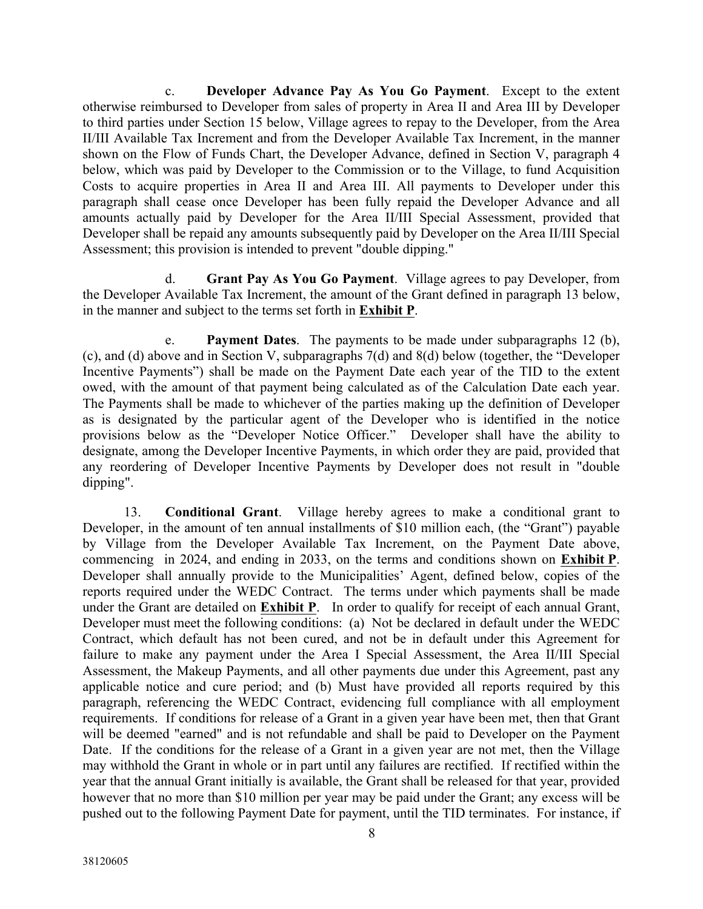c. **Developer Advance Pay As You Go Payment**. Except to the extent otherwise reimbursed to Developer from sales of property in Area II and Area III by Developer to third parties under Section 15 below, Village agrees to repay to the Developer, from the Area II/III Available Tax Increment and from the Developer Available Tax Increment, in the manner shown on the Flow of Funds Chart, the Developer Advance, defined in Section V, paragraph 4 below, which was paid by Developer to the Commission or to the Village, to fund Acquisition Costs to acquire properties in Area II and Area III. All payments to Developer under this paragraph shall cease once Developer has been fully repaid the Developer Advance and all amounts actually paid by Developer for the Area II/III Special Assessment, provided that Developer shall be repaid any amounts subsequently paid by Developer on the Area II/III Special Assessment; this provision is intended to prevent "double dipping."

d. **Grant Pay As You Go Payment**. Village agrees to pay Developer, from the Developer Available Tax Increment, the amount of the Grant defined in paragraph 13 below, in the manner and subject to the terms set forth in **Exhibit P**.

e. **Payment Dates**. The payments to be made under subparagraphs 12 (b), (c), and (d) above and in Section V, subparagraphs 7(d) and 8(d) below (together, the "Developer Incentive Payments") shall be made on the Payment Date each year of the TID to the extent owed, with the amount of that payment being calculated as of the Calculation Date each year. The Payments shall be made to whichever of the parties making up the definition of Developer as is designated by the particular agent of the Developer who is identified in the notice provisions below as the "Developer Notice Officer." Developer shall have the ability to designate, among the Developer Incentive Payments, in which order they are paid, provided that any reordering of Developer Incentive Payments by Developer does not result in "double dipping".

13. **Conditional Grant**. Village hereby agrees to make a conditional grant to Developer, in the amount of ten annual installments of $10 million each, (the "Grant") payable by Village from the Developer Available Tax Increment, on the Payment Date above, commencing in 2024, and ending in 2033, on the terms and conditions shown on **Exhibit P**. Developer shall annually provide to the Municipalities' Agent, defined below, copies of the reports required under the WEDC Contract. The terms under which payments shall be made under the Grant are detailed on **Exhibit P**. In order to qualify for receipt of each annual Grant, Developer must meet the following conditions: (a) Not be declared in default under the WEDC Contract, which default has not been cured, and not be in default under this Agreement for failure to make any payment under the Area I Special Assessment, the Area II/III Special Assessment, the Makeup Payments, and all other payments due under this Agreement, past any applicable notice and cure period; and (b) Must have provided all reports required by this paragraph, referencing the WEDC Contract, evidencing full compliance with all employment requirements. If conditions for release of a Grant in a given year have been met, then that Grant will be deemed "earned" and is not refundable and shall be paid to Developer on the Payment Date. If the conditions for the release of a Grant in a given year are not met, then the Village may withhold the Grant in whole or in part until any failures are rectified. If rectified within the year that the annual Grant initially is available, the Grant shall be released for that year, provided however that no more than $10 million per year may be paid under the Grant; any excess will be pushed out to the following Payment Date for payment, until the TID terminates. For instance, if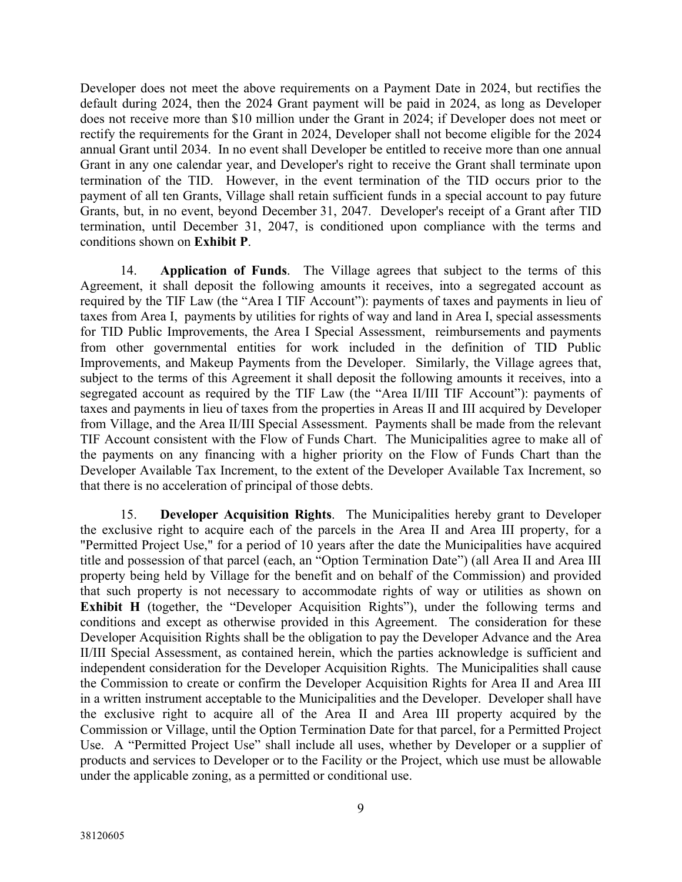Developer does not meet the above requirements on a Payment Date in 2024, but rectifies the default during 2024, then the 2024 Grant payment will be paid in 2024, as long as Developer does not receive more than $10 million under the Grant in 2024; if Developer does not meet or rectify the requirements for the Grant in 2024, Developer shall not become eligible for the 2024 annual Grant until 2034. In no event shall Developer be entitled to receive more than one annual Grant in any one calendar year, and Developer's right to receive the Grant shall terminate upon termination of the TID. However, in the event termination of the TID occurs prior to the payment of all ten Grants, Village shall retain sufficient funds in a special account to pay future Grants, but, in no event, beyond December 31, 2047. Developer's receipt of a Grant after TID termination, until December 31, 2047, is conditioned upon compliance with the terms and conditions shown on **Exhibit P**.

14. **Application of Funds**. The Village agrees that subject to the terms of this Agreement, it shall deposit the following amounts it receives, into a segregated account as required by the TIF Law (the "Area I TIF Account"): payments of taxes and payments in lieu of taxes from Area I, payments by utilities for rights of way and land in Area I, special assessments for TID Public Improvements, the Area I Special Assessment, reimbursements and payments from other governmental entities for work included in the definition of TID Public Improvements, and Makeup Payments from the Developer. Similarly, the Village agrees that, subject to the terms of this Agreement it shall deposit the following amounts it receives, into a segregated account as required by the TIF Law (the "Area II/III TIF Account"): payments of taxes and payments in lieu of taxes from the properties in Areas II and III acquired by Developer from Village, and the Area II/III Special Assessment. Payments shall be made from the relevant TIF Account consistent with the Flow of Funds Chart. The Municipalities agree to make all of the payments on any financing with a higher priority on the Flow of Funds Chart than the Developer Available Tax Increment, to the extent of the Developer Available Tax Increment, so that there is no acceleration of principal of those debts.

15. **Developer Acquisition Rights**. The Municipalities hereby grant to Developer the exclusive right to acquire each of the parcels in the Area II and Area III property, for a "Permitted Project Use," for a period of 10 years after the date the Municipalities have acquired title and possession of that parcel (each, an "Option Termination Date") (all Area II and Area III property being held by Village for the benefit and on behalf of the Commission) and provided that such property is not necessary to accommodate rights of way or utilities as shown on **Exhibit H** (together, the "Developer Acquisition Rights"), under the following terms and conditions and except as otherwise provided in this Agreement. The consideration for these Developer Acquisition Rights shall be the obligation to pay the Developer Advance and the Area II/III Special Assessment, as contained herein, which the parties acknowledge is sufficient and independent consideration for the Developer Acquisition Rights. The Municipalities shall cause the Commission to create or confirm the Developer Acquisition Rights for Area II and Area III in a written instrument acceptable to the Municipalities and the Developer. Developer shall have the exclusive right to acquire all of the Area II and Area III property acquired by the Commission or Village, until the Option Termination Date for that parcel, for a Permitted Project Use. A "Permitted Project Use" shall include all uses, whether by Developer or a supplier of products and services to Developer or to the Facility or the Project, which use must be allowable under the applicable zoning, as a permitted or conditional use.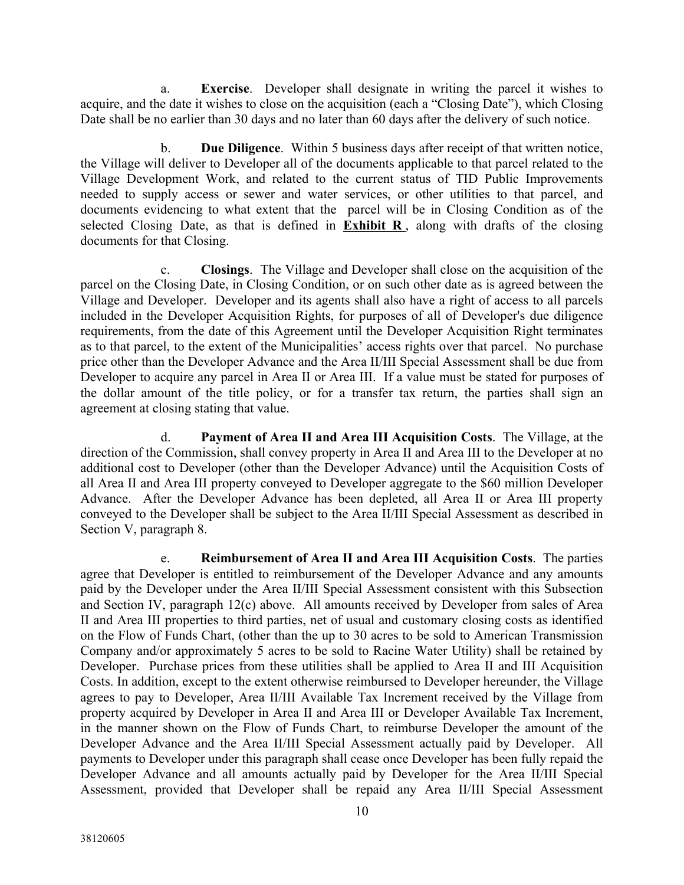a. **Exercise**. Developer shall designate in writing the parcel it wishes to acquire, and the date it wishes to close on the acquisition (each a "Closing Date"), which Closing Date shall be no earlier than 30 days and no later than 60 days after the delivery of such notice.

b. **Due Diligence**. Within 5 business days after receipt of that written notice, the Village will deliver to Developer all of the documents applicable to that parcel related to the Village Development Work, and related to the current status of TID Public Improvements needed to supply access or sewer and water services, or other utilities to that parcel, and documents evidencing to what extent that the parcel will be in Closing Condition as of the selected Closing Date, as that is defined in **Exhibit R**, along with drafts of the closing documents for that Closing.

c. **Closings**. The Village and Developer shall close on the acquisition of the parcel on the Closing Date, in Closing Condition, or on such other date as is agreed between the Village and Developer. Developer and its agents shall also have a right of access to all parcels included in the Developer Acquisition Rights, for purposes of all of Developer's due diligence requirements, from the date of this Agreement until the Developer Acquisition Right terminates as to that parcel, to the extent of the Municipalities' access rights over that parcel. No purchase price other than the Developer Advance and the Area II/III Special Assessment shall be due from Developer to acquire any parcel in Area II or Area III. If a value must be stated for purposes of the dollar amount of the title policy, or for a transfer tax return, the parties shall sign an agreement at closing stating that value.

d. **Payment of Area II and Area III Acquisition Costs**. The Village, at the direction of the Commission, shall convey property in Area II and Area III to the Developer at no additional cost to Developer (other than the Developer Advance) until the Acquisition Costs of all Area II and Area III property conveyed to Developer aggregate to the $60 million Developer Advance. After the Developer Advance has been depleted, all Area II or Area III property conveyed to the Developer shall be subject to the Area II/III Special Assessment as described in Section V, paragraph 8.

e. **Reimbursement of Area II and Area III Acquisition Costs**. The parties agree that Developer is entitled to reimbursement of the Developer Advance and any amounts paid by the Developer under the Area II/III Special Assessment consistent with this Subsection and Section IV, paragraph 12(c) above. All amounts received by Developer from sales of Area II and Area III properties to third parties, net of usual and customary closing costs as identified on the Flow of Funds Chart, (other than the up to 30 acres to be sold to American Transmission Company and/or approximately 5 acres to be sold to Racine Water Utility) shall be retained by Developer. Purchase prices from these utilities shall be applied to Area II and III Acquisition Costs. In addition, except to the extent otherwise reimbursed to Developer hereunder, the Village agrees to pay to Developer, Area II/III Available Tax Increment received by the Village from property acquired by Developer in Area II and Area III or Developer Available Tax Increment, in the manner shown on the Flow of Funds Chart, to reimburse Developer the amount of the Developer Advance and the Area II/III Special Assessment actually paid by Developer. All payments to Developer under this paragraph shall cease once Developer has been fully repaid the Developer Advance and all amounts actually paid by Developer for the Area II/III Special Assessment, provided that Developer shall be repaid any Area II/III Special Assessment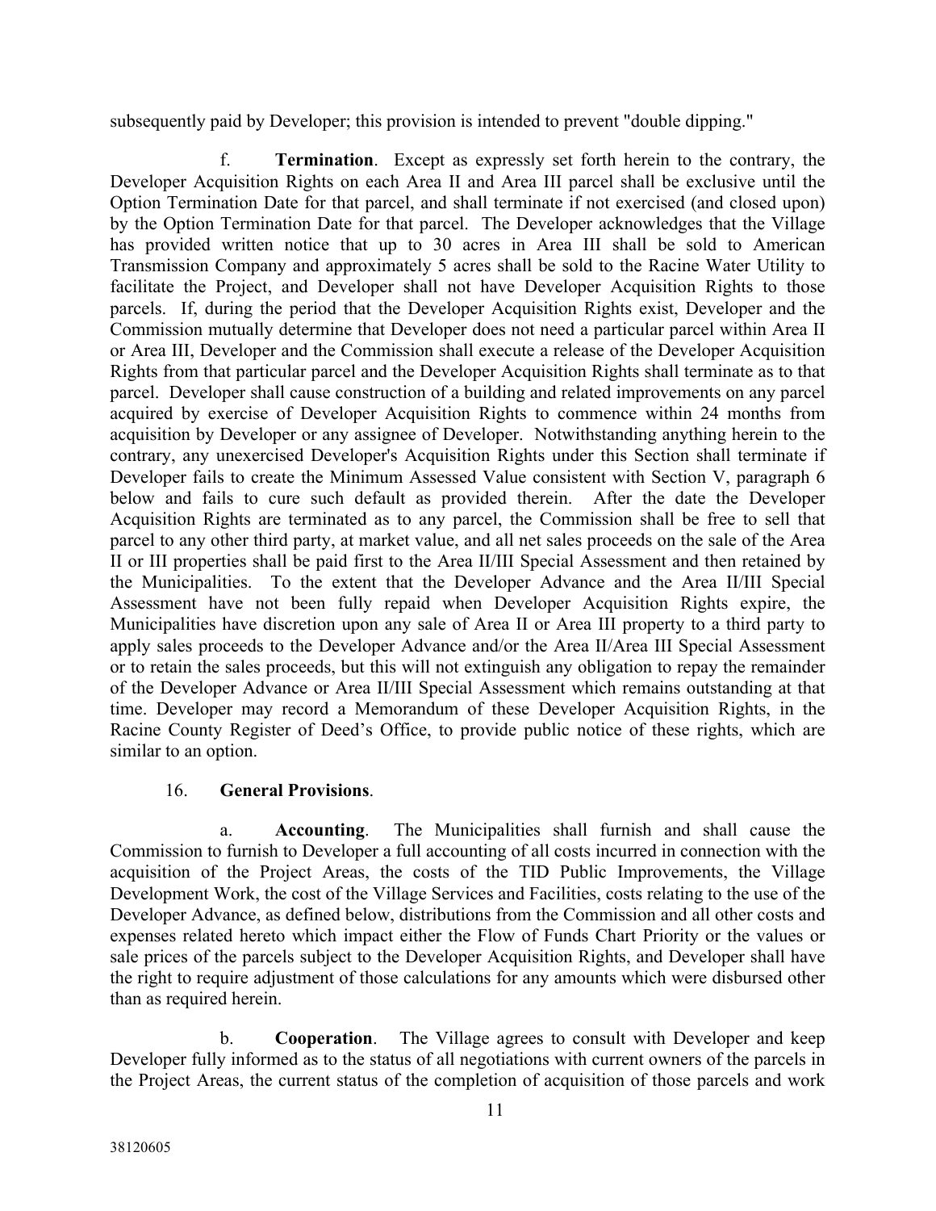subsequently paid by Developer; this provision is intended to prevent "double dipping."

f. **Termination**. Except as expressly set forth herein to the contrary, the Developer Acquisition Rights on each Area II and Area III parcel shall be exclusive until the Option Termination Date for that parcel, and shall terminate if not exercised (and closed upon) by the Option Termination Date for that parcel. The Developer acknowledges that the Village has provided written notice that up to 30 acres in Area III shall be sold to American Transmission Company and approximately 5 acres shall be sold to the Racine Water Utility to facilitate the Project, and Developer shall not have Developer Acquisition Rights to those parcels. If, during the period that the Developer Acquisition Rights exist, Developer and the Commission mutually determine that Developer does not need a particular parcel within Area II or Area III, Developer and the Commission shall execute a release of the Developer Acquisition Rights from that particular parcel and the Developer Acquisition Rights shall terminate as to that parcel. Developer shall cause construction of a building and related improvements on any parcel acquired by exercise of Developer Acquisition Rights to commence within 24 months from acquisition by Developer or any assignee of Developer. Notwithstanding anything herein to the contrary, any unexercised Developer's Acquisition Rights under this Section shall terminate if Developer fails to create the Minimum Assessed Value consistent with Section V, paragraph 6 below and fails to cure such default as provided therein. After the date the Developer Acquisition Rights are terminated as to any parcel, the Commission shall be free to sell that parcel to any other third party, at market value, and all net sales proceeds on the sale of the Area II or III properties shall be paid first to the Area II/III Special Assessment and then retained by the Municipalities. To the extent that the Developer Advance and the Area II/III Special Assessment have not been fully repaid when Developer Acquisition Rights expire, the Municipalities have discretion upon any sale of Area II or Area III property to a third party to apply sales proceeds to the Developer Advance and/or the Area II/Area III Special Assessment or to retain the sales proceeds, but this will not extinguish any obligation to repay the remainder of the Developer Advance or Area II/III Special Assessment which remains outstanding at that time. Developer may record a Memorandum of these Developer Acquisition Rights, in the Racine County Register of Deed's Office, to provide public notice of these rights, which are similar to an option.

16. **General Provisions**.

a. **Accounting**. The Municipalities shall furnish and shall cause the Commission to furnish to Developer a full accounting of all costs incurred in connection with the acquisition of the Project Areas, the costs of the TID Public Improvements, the Village Development Work, the cost of the Village Services and Facilities, costs relating to the use of the Developer Advance, as defined below, distributions from the Commission and all other costs and expenses related hereto which impact either the Flow of Funds Chart Priority or the values or sale prices of the parcels subject to the Developer Acquisition Rights, and Developer shall have the right to require adjustment of those calculations for any amounts which were disbursed other than as required herein.

b. **Cooperation**. The Village agrees to consult with Developer and keep Developer fully informed as to the status of all negotiations with current owners of the parcels in the Project Areas, the current status of the completion of acquisition of those parcels and work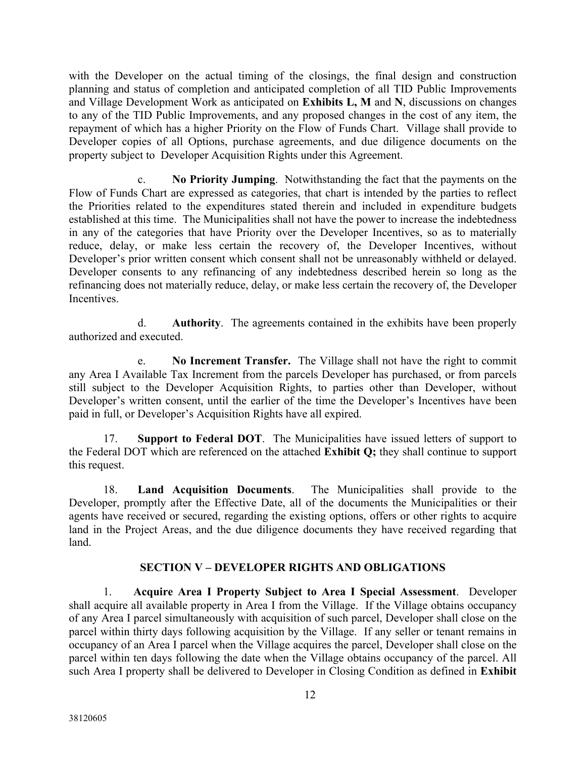with the Developer on the actual timing of the closings, the final design and construction planning and status of completion and anticipated completion of all TID Public Improvements and Village Development Work as anticipated on **Exhibits L, M** and **N**, discussions on changes to any of the TID Public Improvements, and any proposed changes in the cost of any item, the repayment of which has a higher Priority on the Flow of Funds Chart. Village shall provide to Developer copies of all Options, purchase agreements, and due diligence documents on the property subject to Developer Acquisition Rights under this Agreement.

c. **No Priority Jumping**. Notwithstanding the fact that the payments on the Flow of Funds Chart are expressed as categories, that chart is intended by the parties to reflect the Priorities related to the expenditures stated therein and included in expenditure budgets established at this time. The Municipalities shall not have the power to increase the indebtedness in any of the categories that have Priority over the Developer Incentives, so as to materially reduce, delay, or make less certain the recovery of, the Developer Incentives, without Developer's prior written consent which consent shall not be unreasonably withheld or delayed. Developer consents to any refinancing of any indebtedness described herein so long as the refinancing does not materially reduce, delay, or make less certain the recovery of, the Developer Incentives.

d. **Authority**. The agreements contained in the exhibits have been properly authorized and executed.

e. **No Increment Transfer.** The Village shall not have the right to commit any Area I Available Tax Increment from the parcels Developer has purchased, or from parcels still subject to the Developer Acquisition Rights, to parties other than Developer, without Developer's written consent, until the earlier of the time the Developer's Incentives have been paid in full, or Developer's Acquisition Rights have all expired.

17. **Support to Federal DOT**. The Municipalities have issued letters of support to the Federal DOT which are referenced on the attached **Exhibit Q;** they shall continue to support this request.

18. **Land Acquisition Documents**. The Municipalities shall provide to the Developer, promptly after the Effective Date, all of the documents the Municipalities or their agents have received or secured, regarding the existing options, offers or other rights to acquire land in the Project Areas, and the due diligence documents they have received regarding that land.

## SECTION V – DEVELOPER RIGHTS AND OBLIGATIONS

1. **Acquire Area I Property Subject to Area I Special Assessment**. Developer shall acquire all available property in Area I from the Village. If the Village obtains occupancy of any Area I parcel simultaneously with acquisition of such parcel, Developer shall close on the parcel within thirty days following acquisition by the Village. If any seller or tenant remains in occupancy of an Area I parcel when the Village acquires the parcel, Developer shall close on the parcel within ten days following the date when the Village obtains occupancy of the parcel. All such Area I property shall be delivered to Developer in Closing Condition as defined in **Exhibit**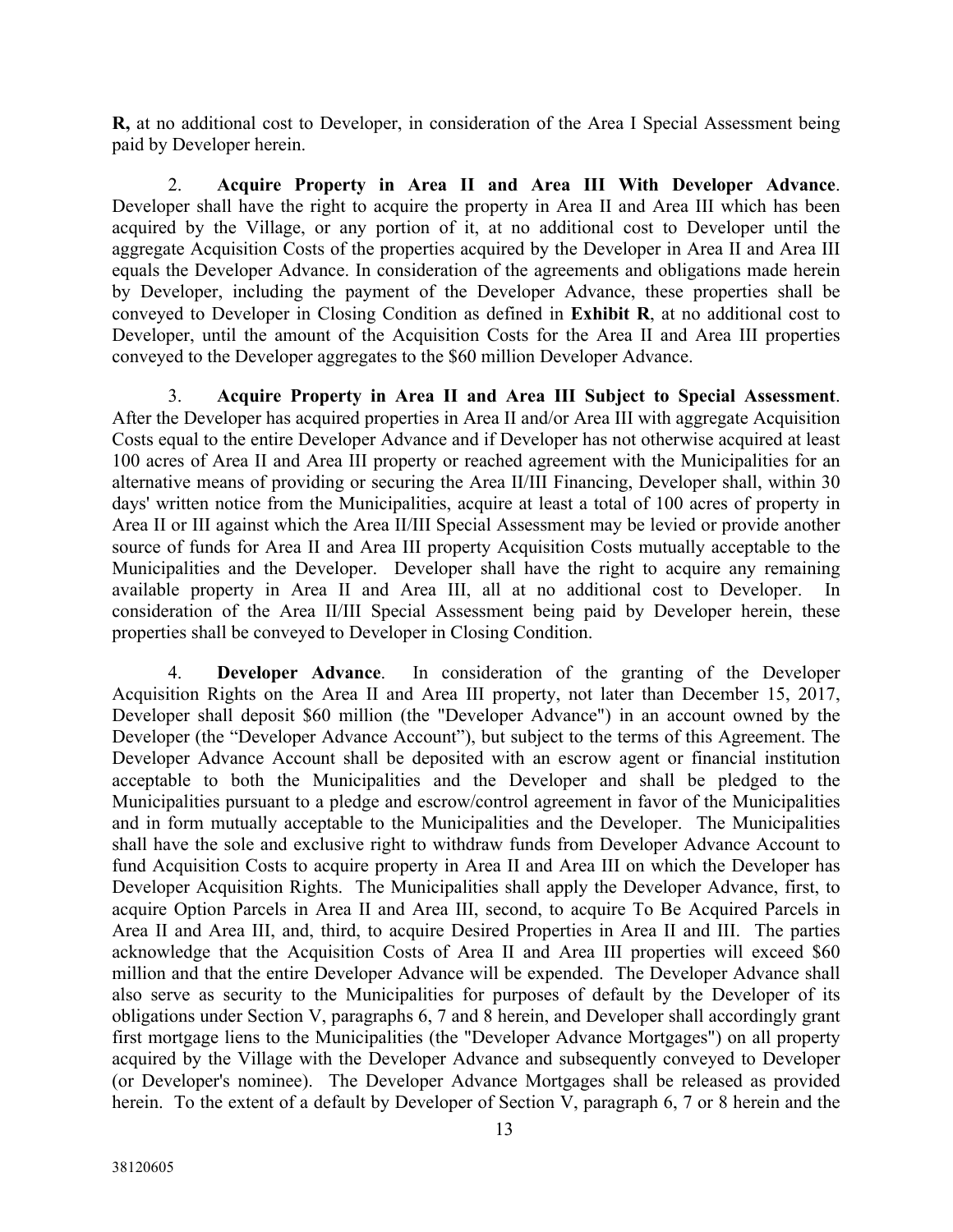**R,** at no additional cost to Developer, in consideration of the Area I Special Assessment being paid by Developer herein.

2. **Acquire Property in Area II and Area III With Developer Advance**. Developer shall have the right to acquire the property in Area II and Area III which has been acquired by the Village, or any portion of it, at no additional cost to Developer until the aggregate Acquisition Costs of the properties acquired by the Developer in Area II and Area III equals the Developer Advance. In consideration of the agreements and obligations made herein by Developer, including the payment of the Developer Advance, these properties shall be conveyed to Developer in Closing Condition as defined in **Exhibit R**, at no additional cost to Developer, until the amount of the Acquisition Costs for the Area II and Area III properties conveyed to the Developer aggregates to the $60 million Developer Advance.

3. **Acquire Property in Area II and Area III Subject to Special Assessment**. After the Developer has acquired properties in Area II and/or Area III with aggregate Acquisition Costs equal to the entire Developer Advance and if Developer has not otherwise acquired at least 100 acres of Area II and Area III property or reached agreement with the Municipalities for an alternative means of providing or securing the Area II/III Financing, Developer shall, within 30 days' written notice from the Municipalities, acquire at least a total of 100 acres of property in Area II or III against which the Area II/III Special Assessment may be levied or provide another source of funds for Area II and Area III property Acquisition Costs mutually acceptable to the Municipalities and the Developer. Developer shall have the right to acquire any remaining available property in Area II and Area III, all at no additional cost to Developer. In consideration of the Area II/III Special Assessment being paid by Developer herein, these properties shall be conveyed to Developer in Closing Condition.

4. **Developer Advance**. In consideration of the granting of the Developer Acquisition Rights on the Area II and Area III property, not later than December 15, 2017, Developer shall deposit $60 million (the "Developer Advance") in an account owned by the Developer (the "Developer Advance Account"), but subject to the terms of this Agreement. The Developer Advance Account shall be deposited with an escrow agent or financial institution acceptable to both the Municipalities and the Developer and shall be pledged to the Municipalities pursuant to a pledge and escrow/control agreement in favor of the Municipalities and in form mutually acceptable to the Municipalities and the Developer. The Municipalities shall have the sole and exclusive right to withdraw funds from Developer Advance Account to fund Acquisition Costs to acquire property in Area II and Area III on which the Developer has Developer Acquisition Rights. The Municipalities shall apply the Developer Advance, first, to acquire Option Parcels in Area II and Area III, second, to acquire To Be Acquired Parcels in Area II and Area III, and, third, to acquire Desired Properties in Area II and III. The parties acknowledge that the Acquisition Costs of Area II and Area III properties will exceed $60 million and that the entire Developer Advance will be expended. The Developer Advance shall also serve as security to the Municipalities for purposes of default by the Developer of its obligations under Section V, paragraphs 6, 7 and 8 herein, and Developer shall accordingly grant first mortgage liens to the Municipalities (the "Developer Advance Mortgages") on all property acquired by the Village with the Developer Advance and subsequently conveyed to Developer (or Developer's nominee). The Developer Advance Mortgages shall be released as provided herein. To the extent of a default by Developer of Section V, paragraph 6, 7 or 8 herein and the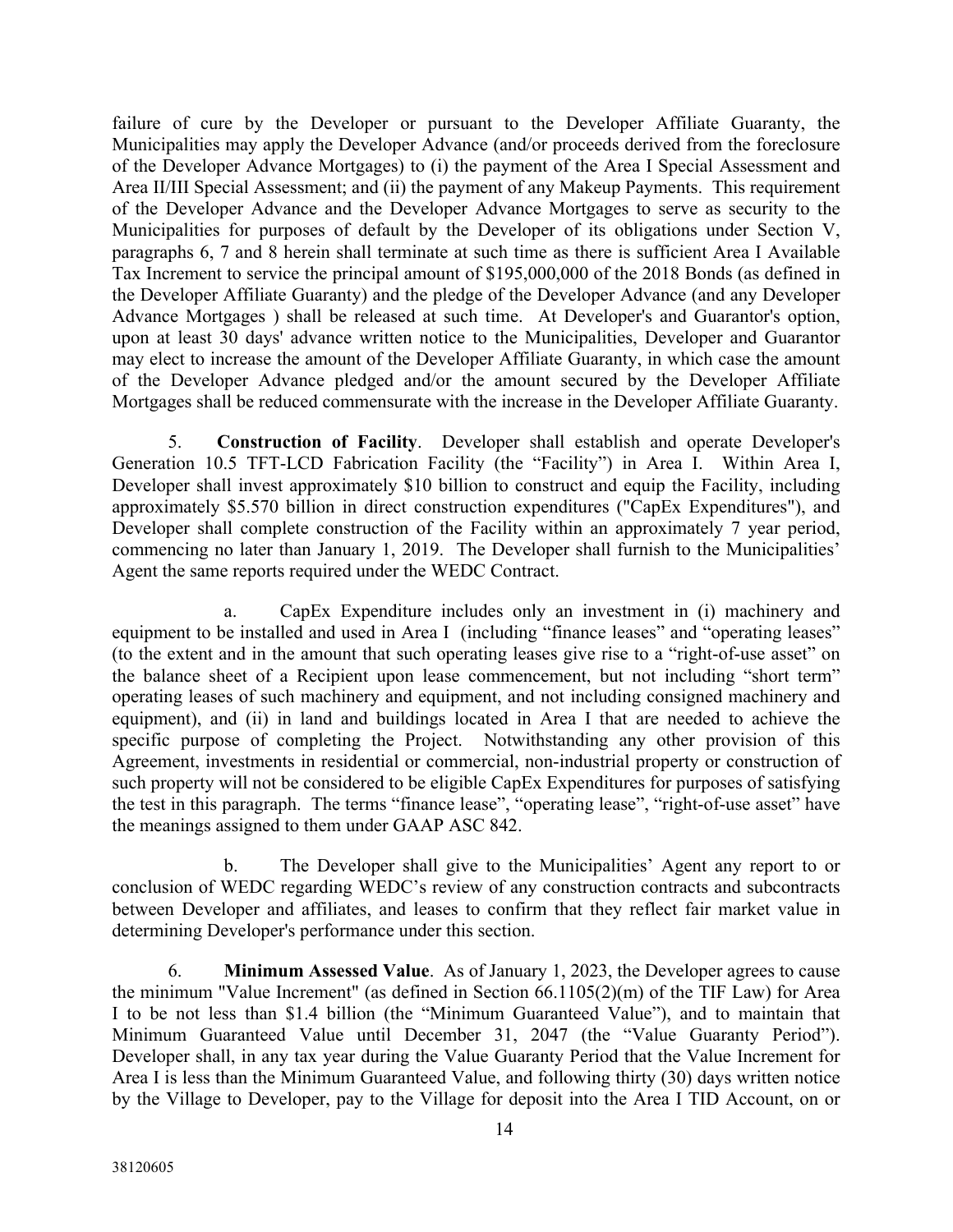failure of cure by the Developer or pursuant to the Developer Affiliate Guaranty, the Municipalities may apply the Developer Advance (and/or proceeds derived from the foreclosure of the Developer Advance Mortgages) to (i) the payment of the Area I Special Assessment and Area II/III Special Assessment; and (ii) the payment of any Makeup Payments. This requirement of the Developer Advance and the Developer Advance Mortgages to serve as security to the Municipalities for purposes of default by the Developer of its obligations under Section V, paragraphs 6, 7 and 8 herein shall terminate at such time as there is sufficient Area I Available Tax Increment to service the principal amount of $195,000,000 of the 2018 Bonds (as defined in the Developer Affiliate Guaranty) and the pledge of the Developer Advance (and any Developer Advance Mortgages ) shall be released at such time. At Developer's and Guarantor's option, upon at least 30 days' advance written notice to the Municipalities, Developer and Guarantor may elect to increase the amount of the Developer Affiliate Guaranty, in which case the amount of the Developer Advance pledged and/or the amount secured by the Developer Affiliate Mortgages shall be reduced commensurate with the increase in the Developer Affiliate Guaranty.

5. **Construction of Facility**. Developer shall establish and operate Developer's Generation 10.5 TFT-LCD Fabrication Facility (the "Facility") in Area I. Within Area I, Developer shall invest approximately $10 billion to construct and equip the Facility, including approximately $5.570 billion in direct construction expenditures ("CapEx Expenditures"), and Developer shall complete construction of the Facility within an approximately 7 year period, commencing no later than January 1, 2019. The Developer shall furnish to the Municipalities' Agent the same reports required under the WEDC Contract.

a. CapEx Expenditure includes only an investment in (i) machinery and equipment to be installed and used in Area I (including "finance leases" and "operating leases" (to the extent and in the amount that such operating leases give rise to a "right-of-use asset" on the balance sheet of a Recipient upon lease commencement, but not including "short term" operating leases of such machinery and equipment, and not including consigned machinery and equipment), and (ii) in land and buildings located in Area I that are needed to achieve the specific purpose of completing the Project. Notwithstanding any other provision of this Agreement, investments in residential or commercial, non-industrial property or construction of such property will not be considered to be eligible CapEx Expenditures for purposes of satisfying the test in this paragraph. The terms "finance lease", "operating lease", "right-of-use asset" have the meanings assigned to them under GAAP ASC 842.

b. The Developer shall give to the Municipalities' Agent any report to or conclusion of WEDC regarding WEDC's review of any construction contracts and subcontracts between Developer and affiliates, and leases to confirm that they reflect fair market value in determining Developer's performance under this section.

6. **Minimum Assessed Value**. As of January 1, 2023, the Developer agrees to cause the minimum "Value Increment" (as defined in Section 66.1105(2)(m) of the TIF Law) for Area I to be not less than $1.4 billion (the "Minimum Guaranteed Value"), and to maintain that Minimum Guaranteed Value until December 31, 2047 (the "Value Guaranty Period"). Developer shall, in any tax year during the Value Guaranty Period that the Value Increment for Area I is less than the Minimum Guaranteed Value, and following thirty (30) days written notice by the Village to Developer, pay to the Village for deposit into the Area I TID Account, on or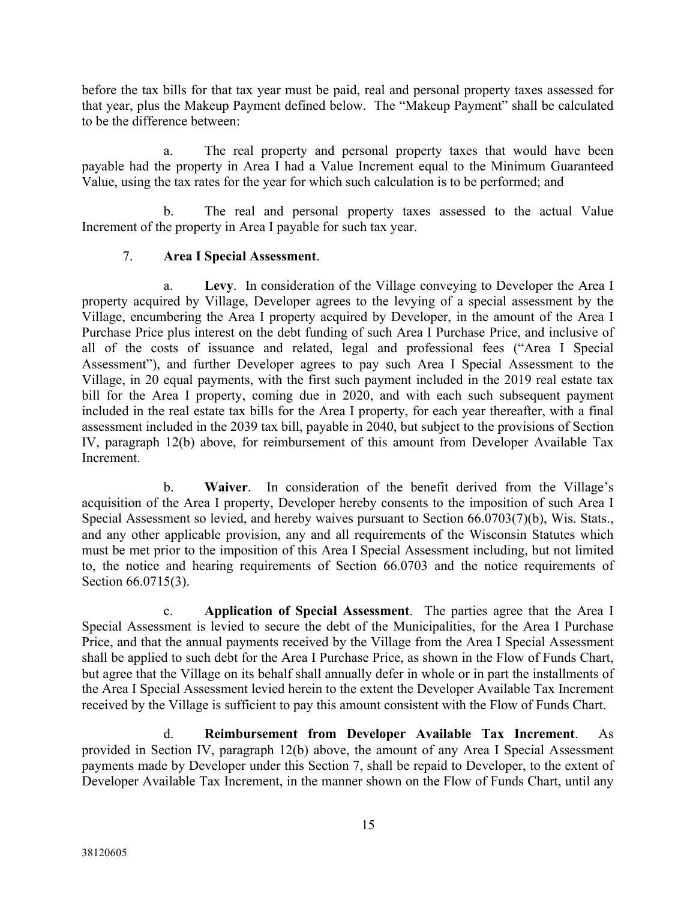before the tax bills for that tax year must be paid, real and personal property taxes assessed for that year, plus the Makeup Payment defined below. The "Makeup Payment" shall be calculated to be the difference between:

a. The real property and personal property taxes that would have been payable had the property in Area I had a Value Increment equal to the Minimum Guaranteed Value, using the tax rates for the year for which such calculation is to be performed; and

b. The real and personal property taxes assessed to the actual Value Increment of the property in Area I payable for such tax year.

7. **Area I Special Assessment**.

a. **Levy**. In consideration of the Village conveying to Developer the Area I property acquired by Village, Developer agrees to the levying of a special assessment by the Village, encumbering the Area I property acquired by Developer, in the amount of the Area I Purchase Price plus interest on the debt funding of such Area I Purchase Price, and inclusive of all of the costs of issuance and related, legal and professional fees ("Area I Special Assessment"), and further Developer agrees to pay such Area I Special Assessment to the Village, in 20 equal payments, with the first such payment included in the 2019 real estate tax bill for the Area I property, coming due in 2020, and with each such subsequent payment included in the real estate tax bills for the Area I property, for each year thereafter, with a final assessment included in the 2039 tax bill, payable in 2040, but subject to the provisions of Section IV, paragraph 12(b) above, for reimbursement of this amount from Developer Available Tax Increment.

b. **Waiver**. In consideration of the benefit derived from the Village's acquisition of the Area I property, Developer hereby consents to the imposition of such Area I Special Assessment so levied, and hereby waives pursuant to Section 66.0703(7)(b), Wis. Stats., and any other applicable provision, any and all requirements of the Wisconsin Statutes which must be met prior to the imposition of this Area I Special Assessment including, but not limited to, the notice and hearing requirements of Section 66.0703 and the notice requirements of Section 66.0715(3).

c. **Application of Special Assessment**. The parties agree that the Area I Special Assessment is levied to secure the debt of the Municipalities, for the Area I Purchase Price, and that the annual payments received by the Village from the Area I Special Assessment shall be applied to such debt for the Area I Purchase Price, as shown in the Flow of Funds Chart, but agree that the Village on its behalf shall annually defer in whole or in part the installments of the Area I Special Assessment levied herein to the extent the Developer Available Tax Increment received by the Village is sufficient to pay this amount consistent with the Flow of Funds Chart.

d. **Reimbursement from Developer Available Tax Increment**. As provided in Section IV, paragraph 12(b) above, the amount of any Area I Special Assessment payments made by Developer under this Section 7, shall be repaid to Developer, to the extent of Developer Available Tax Increment, in the manner shown on the Flow of Funds Chart, until any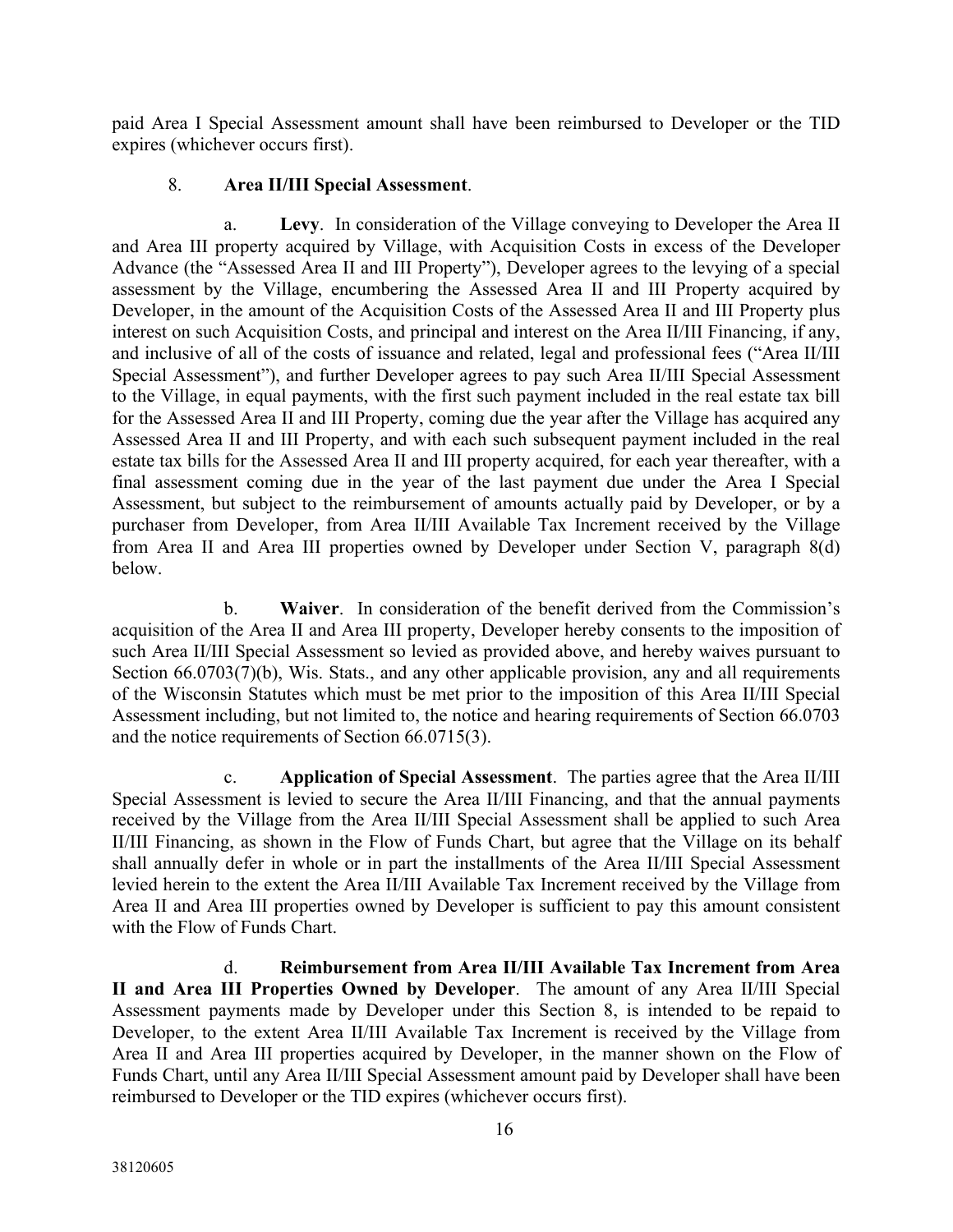paid Area I Special Assessment amount shall have been reimbursed to Developer or the TID expires (whichever occurs first).

8. **Area II/III Special Assessment**.

a. **Levy**. In consideration of the Village conveying to Developer the Area II and Area III property acquired by Village, with Acquisition Costs in excess of the Developer Advance (the "Assessed Area II and III Property"), Developer agrees to the levying of a special assessment by the Village, encumbering the Assessed Area II and III Property acquired by Developer, in the amount of the Acquisition Costs of the Assessed Area II and III Property plus interest on such Acquisition Costs, and principal and interest on the Area II/III Financing, if any, and inclusive of all of the costs of issuance and related, legal and professional fees ("Area II/III Special Assessment"), and further Developer agrees to pay such Area II/III Special Assessment to the Village, in equal payments, with the first such payment included in the real estate tax bill for the Assessed Area II and III Property, coming due the year after the Village has acquired any Assessed Area II and III Property, and with each such subsequent payment included in the real estate tax bills for the Assessed Area II and III property acquired, for each year thereafter, with a final assessment coming due in the year of the last payment due under the Area I Special Assessment, but subject to the reimbursement of amounts actually paid by Developer, or by a purchaser from Developer, from Area II/III Available Tax Increment received by the Village from Area II and Area III properties owned by Developer under Section V, paragraph 8(d) below.

b. **Waiver**. In consideration of the benefit derived from the Commission's acquisition of the Area II and Area III property, Developer hereby consents to the imposition of such Area II/III Special Assessment so levied as provided above, and hereby waives pursuant to Section 66.0703(7)(b), Wis. Stats., and any other applicable provision, any and all requirements of the Wisconsin Statutes which must be met prior to the imposition of this Area II/III Special Assessment including, but not limited to, the notice and hearing requirements of Section 66.0703 and the notice requirements of Section 66.0715(3).

c. **Application of Special Assessment**. The parties agree that the Area II/III Special Assessment is levied to secure the Area II/III Financing, and that the annual payments received by the Village from the Area II/III Special Assessment shall be applied to such Area II/III Financing, as shown in the Flow of Funds Chart, but agree that the Village on its behalf shall annually defer in whole or in part the installments of the Area II/III Special Assessment levied herein to the extent the Area II/III Available Tax Increment received by the Village from Area II and Area III properties owned by Developer is sufficient to pay this amount consistent with the Flow of Funds Chart.

d. **Reimbursement from Area II/III Available Tax Increment from Area II and Area III Properties Owned by Developer**. The amount of any Area II/III Special Assessment payments made by Developer under this Section 8, is intended to be repaid to Developer, to the extent Area II/III Available Tax Increment is received by the Village from Area II and Area III properties acquired by Developer, in the manner shown on the Flow of Funds Chart, until any Area II/III Special Assessment amount paid by Developer shall have been reimbursed to Developer or the TID expires (whichever occurs first).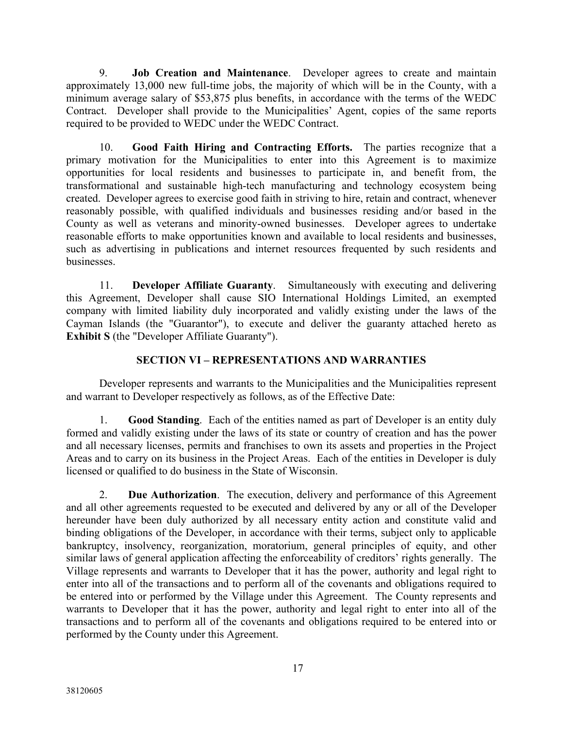9. **Job Creation and Maintenance**. Developer agrees to create and maintain approximately 13,000 new full-time jobs, the majority of which will be in the County, with a minimum average salary of $53,875 plus benefits, in accordance with the terms of the WEDC Contract. Developer shall provide to the Municipalities' Agent, copies of the same reports required to be provided to WEDC under the WEDC Contract.

10. **Good Faith Hiring and Contracting Efforts.** The parties recognize that a primary motivation for the Municipalities to enter into this Agreement is to maximize opportunities for local residents and businesses to participate in, and benefit from, the transformational and sustainable high-tech manufacturing and technology ecosystem being created. Developer agrees to exercise good faith in striving to hire, retain and contract, whenever reasonably possible, with qualified individuals and businesses residing and/or based in the County as well as veterans and minority-owned businesses. Developer agrees to undertake reasonable efforts to make opportunities known and available to local residents and businesses, such as advertising in publications and internet resources frequented by such residents and businesses.

11. **Developer Affiliate Guaranty**. Simultaneously with executing and delivering this Agreement, Developer shall cause SIO International Holdings Limited, an exempted company with limited liability duly incorporated and validly existing under the laws of the Cayman Islands (the "Guarantor"), to execute and deliver the guaranty attached hereto as **Exhibit S** (the "Developer Affiliate Guaranty").

## SECTION VI – REPRESENTATIONS AND WARRANTIES

Developer represents and warrants to the Municipalities and the Municipalities represent and warrant to Developer respectively as follows, as of the Effective Date:

1. **Good Standing**. Each of the entities named as part of Developer is an entity duly formed and validly existing under the laws of its state or country of creation and has the power and all necessary licenses, permits and franchises to own its assets and properties in the Project Areas and to carry on its business in the Project Areas. Each of the entities in Developer is duly licensed or qualified to do business in the State of Wisconsin.

2. **Due Authorization**. The execution, delivery and performance of this Agreement and all other agreements requested to be executed and delivered by any or all of the Developer hereunder have been duly authorized by all necessary entity action and constitute valid and binding obligations of the Developer, in accordance with their terms, subject only to applicable bankruptcy, insolvency, reorganization, moratorium, general principles of equity, and other similar laws of general application affecting the enforceability of creditors' rights generally. The Village represents and warrants to Developer that it has the power, authority and legal right to enter into all of the transactions and to perform all of the covenants and obligations required to be entered into or performed by the Village under this Agreement. The County represents and warrants to Developer that it has the power, authority and legal right to enter into all of the transactions and to perform all of the covenants and obligations required to be entered into or performed by the County under this Agreement.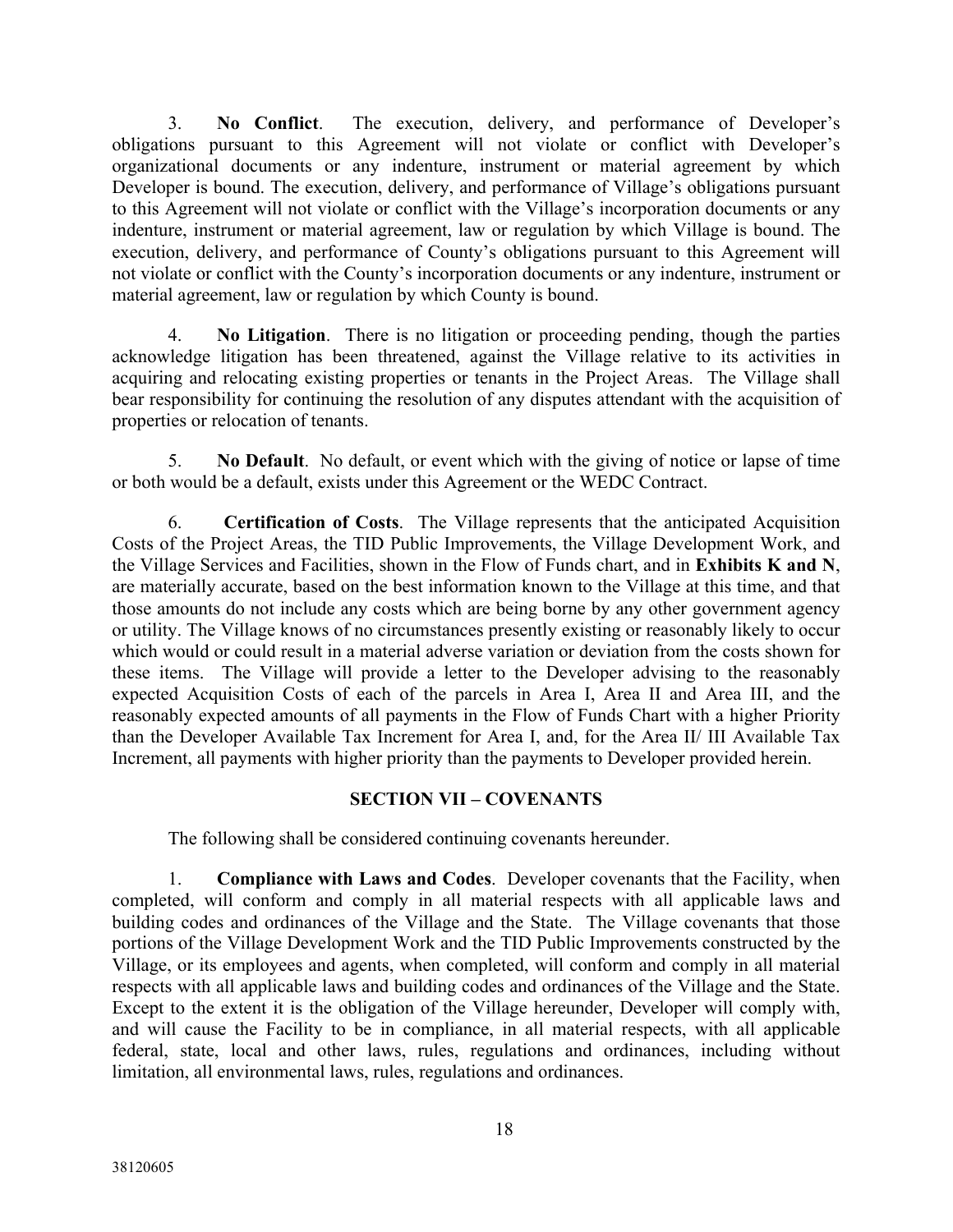3. **No Conflict**. The execution, delivery, and performance of Developer's obligations pursuant to this Agreement will not violate or conflict with Developer's organizational documents or any indenture, instrument or material agreement by which Developer is bound. The execution, delivery, and performance of Village's obligations pursuant to this Agreement will not violate or conflict with the Village's incorporation documents or any indenture, instrument or material agreement, law or regulation by which Village is bound. The execution, delivery, and performance of County's obligations pursuant to this Agreement will not violate or conflict with the County's incorporation documents or any indenture, instrument or material agreement, law or regulation by which County is bound.

4. **No Litigation**. There is no litigation or proceeding pending, though the parties acknowledge litigation has been threatened, against the Village relative to its activities in acquiring and relocating existing properties or tenants in the Project Areas. The Village shall bear responsibility for continuing the resolution of any disputes attendant with the acquisition of properties or relocation of tenants.

5. **No Default**. No default, or event which with the giving of notice or lapse of time or both would be a default, exists under this Agreement or the WEDC Contract.

6. **Certification of Costs**. The Village represents that the anticipated Acquisition Costs of the Project Areas, the TID Public Improvements, the Village Development Work, and the Village Services and Facilities, shown in the Flow of Funds chart, and in **Exhibits K and N**, are materially accurate, based on the best information known to the Village at this time, and that those amounts do not include any costs which are being borne by any other government agency or utility. The Village knows of no circumstances presently existing or reasonably likely to occur which would or could result in a material adverse variation or deviation from the costs shown for these items. The Village will provide a letter to the Developer advising to the reasonably expected Acquisition Costs of each of the parcels in Area I, Area II and Area III, and the reasonably expected amounts of all payments in the Flow of Funds Chart with a higher Priority than the Developer Available Tax Increment for Area I, and, for the Area II/ III Available Tax Increment, all payments with higher priority than the payments to Developer provided herein.

## SECTION VII – COVENANTS

The following shall be considered continuing covenants hereunder.

1. **Compliance with Laws and Codes**. Developer covenants that the Facility, when completed, will conform and comply in all material respects with all applicable laws and building codes and ordinances of the Village and the State. The Village covenants that those portions of the Village Development Work and the TID Public Improvements constructed by the Village, or its employees and agents, when completed, will conform and comply in all material respects with all applicable laws and building codes and ordinances of the Village and the State. Except to the extent it is the obligation of the Village hereunder, Developer will comply with, and will cause the Facility to be in compliance, in all material respects, with all applicable federal, state, local and other laws, rules, regulations and ordinances, including without limitation, all environmental laws, rules, regulations and ordinances.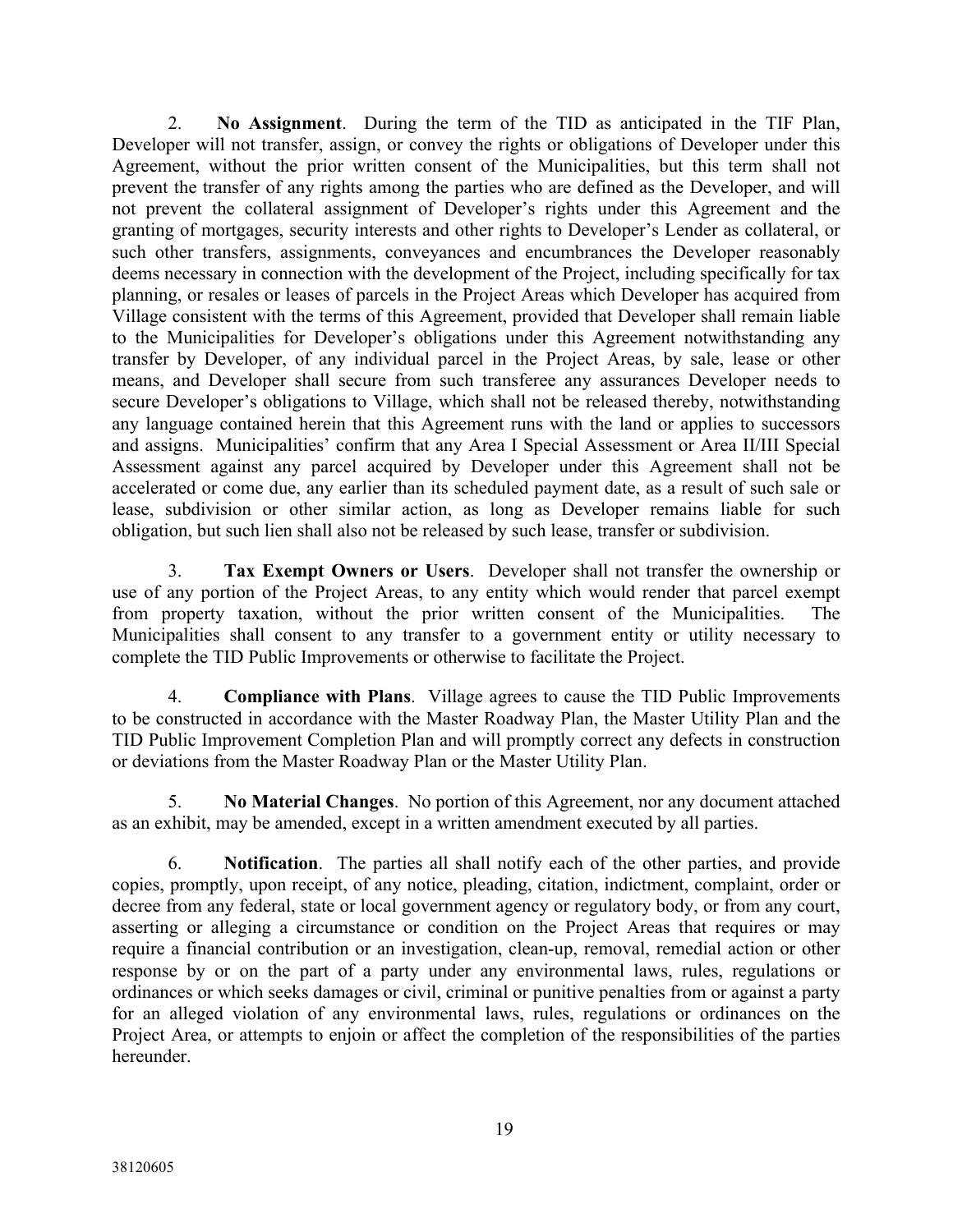2. **No Assignment**. During the term of the TID as anticipated in the TIF Plan, Developer will not transfer, assign, or convey the rights or obligations of Developer under this Agreement, without the prior written consent of the Municipalities, but this term shall not prevent the transfer of any rights among the parties who are defined as the Developer, and will not prevent the collateral assignment of Developer's rights under this Agreement and the granting of mortgages, security interests and other rights to Developer's Lender as collateral, or such other transfers, assignments, conveyances and encumbrances the Developer reasonably deems necessary in connection with the development of the Project, including specifically for tax planning, or resales or leases of parcels in the Project Areas which Developer has acquired from Village consistent with the terms of this Agreement, provided that Developer shall remain liable to the Municipalities for Developer's obligations under this Agreement notwithstanding any transfer by Developer, of any individual parcel in the Project Areas, by sale, lease or other means, and Developer shall secure from such transferee any assurances Developer needs to secure Developer's obligations to Village, which shall not be released thereby, notwithstanding any language contained herein that this Agreement runs with the land or applies to successors and assigns. Municipalities' confirm that any Area I Special Assessment or Area II/III Special Assessment against any parcel acquired by Developer under this Agreement shall not be accelerated or come due, any earlier than its scheduled payment date, as a result of such sale or lease, subdivision or other similar action, as long as Developer remains liable for such obligation, but such lien shall also not be released by such lease, transfer or subdivision.

3. **Tax Exempt Owners or Users**. Developer shall not transfer the ownership or use of any portion of the Project Areas, to any entity which would render that parcel exempt from property taxation, without the prior written consent of the Municipalities. The Municipalities shall consent to any transfer to a government entity or utility necessary to complete the TID Public Improvements or otherwise to facilitate the Project.

4. **Compliance with Plans**. Village agrees to cause the TID Public Improvements to be constructed in accordance with the Master Roadway Plan, the Master Utility Plan and the TID Public Improvement Completion Plan and will promptly correct any defects in construction or deviations from the Master Roadway Plan or the Master Utility Plan.

5. **No Material Changes**. No portion of this Agreement, nor any document attached as an exhibit, may be amended, except in a written amendment executed by all parties.

6. **Notification**. The parties all shall notify each of the other parties, and provide copies, promptly, upon receipt, of any notice, pleading, citation, indictment, complaint, order or decree from any federal, state or local government agency or regulatory body, or from any court, asserting or alleging a circumstance or condition on the Project Areas that requires or may require a financial contribution or an investigation, clean-up, removal, remedial action or other response by or on the part of a party under any environmental laws, rules, regulations or ordinances or which seeks damages or civil, criminal or punitive penalties from or against a party for an alleged violation of any environmental laws, rules, regulations or ordinances on the Project Area, or attempts to enjoin or affect the completion of the responsibilities of the parties hereunder.

38120605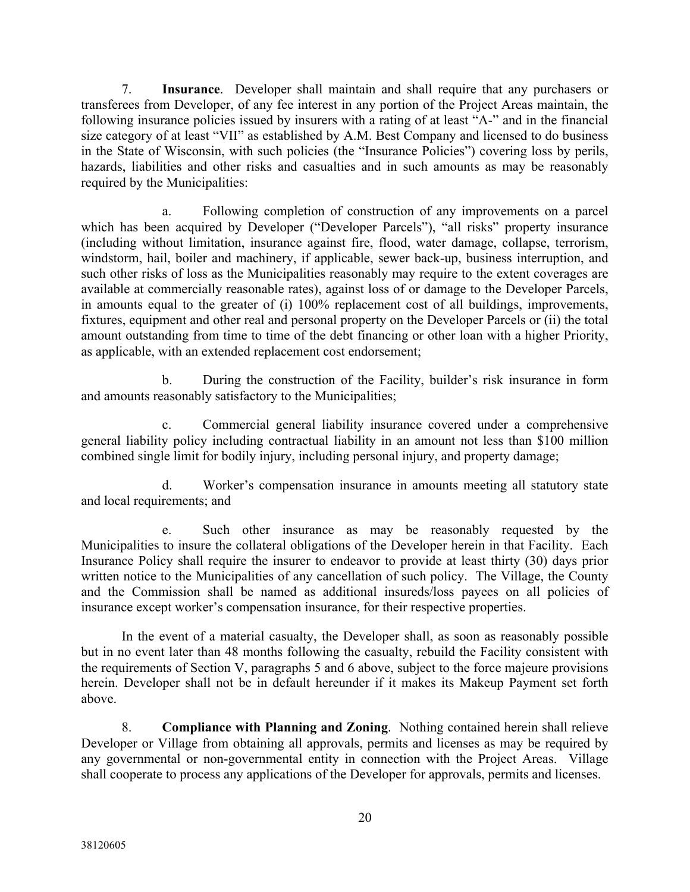7. **Insurance**. Developer shall maintain and shall require that any purchasers or transferees from Developer, of any fee interest in any portion of the Project Areas maintain, the following insurance policies issued by insurers with a rating of at least "A-" and in the financial size category of at least "VII" as established by A.M. Best Company and licensed to do business in the State of Wisconsin, with such policies (the "Insurance Policies") covering loss by perils, hazards, liabilities and other risks and casualties and in such amounts as may be reasonably required by the Municipalities:

a. Following completion of construction of any improvements on a parcel which has been acquired by Developer ("Developer Parcels"), "all risks" property insurance (including without limitation, insurance against fire, flood, water damage, collapse, terrorism, windstorm, hail, boiler and machinery, if applicable, sewer back-up, business interruption, and such other risks of loss as the Municipalities reasonably may require to the extent coverages are available at commercially reasonable rates), against loss of or damage to the Developer Parcels, in amounts equal to the greater of (i) 100% replacement cost of all buildings, improvements, fixtures, equipment and other real and personal property on the Developer Parcels or (ii) the total amount outstanding from time to time of the debt financing or other loan with a higher Priority, as applicable, with an extended replacement cost endorsement;

b. During the construction of the Facility, builder's risk insurance in form and amounts reasonably satisfactory to the Municipalities;

c. Commercial general liability insurance covered under a comprehensive general liability policy including contractual liability in an amount not less than $100 million combined single limit for bodily injury, including personal injury, and property damage;

d. Worker's compensation insurance in amounts meeting all statutory state and local requirements; and

e. Such other insurance as may be reasonably requested by the Municipalities to insure the collateral obligations of the Developer herein in that Facility. Each Insurance Policy shall require the insurer to endeavor to provide at least thirty (30) days prior written notice to the Municipalities of any cancellation of such policy. The Village, the County and the Commission shall be named as additional insureds/loss payees on all policies of insurance except worker's compensation insurance, for their respective properties.

In the event of a material casualty, the Developer shall, as soon as reasonably possible but in no event later than 48 months following the casualty, rebuild the Facility consistent with the requirements of Section V, paragraphs 5 and 6 above, subject to the force majeure provisions herein. Developer shall not be in default hereunder if it makes its Makeup Payment set forth above.

8. **Compliance with Planning and Zoning**. Nothing contained herein shall relieve Developer or Village from obtaining all approvals, permits and licenses as may be required by any governmental or non-governmental entity in connection with the Project Areas. Village shall cooperate to process any applications of the Developer for approvals, permits and licenses.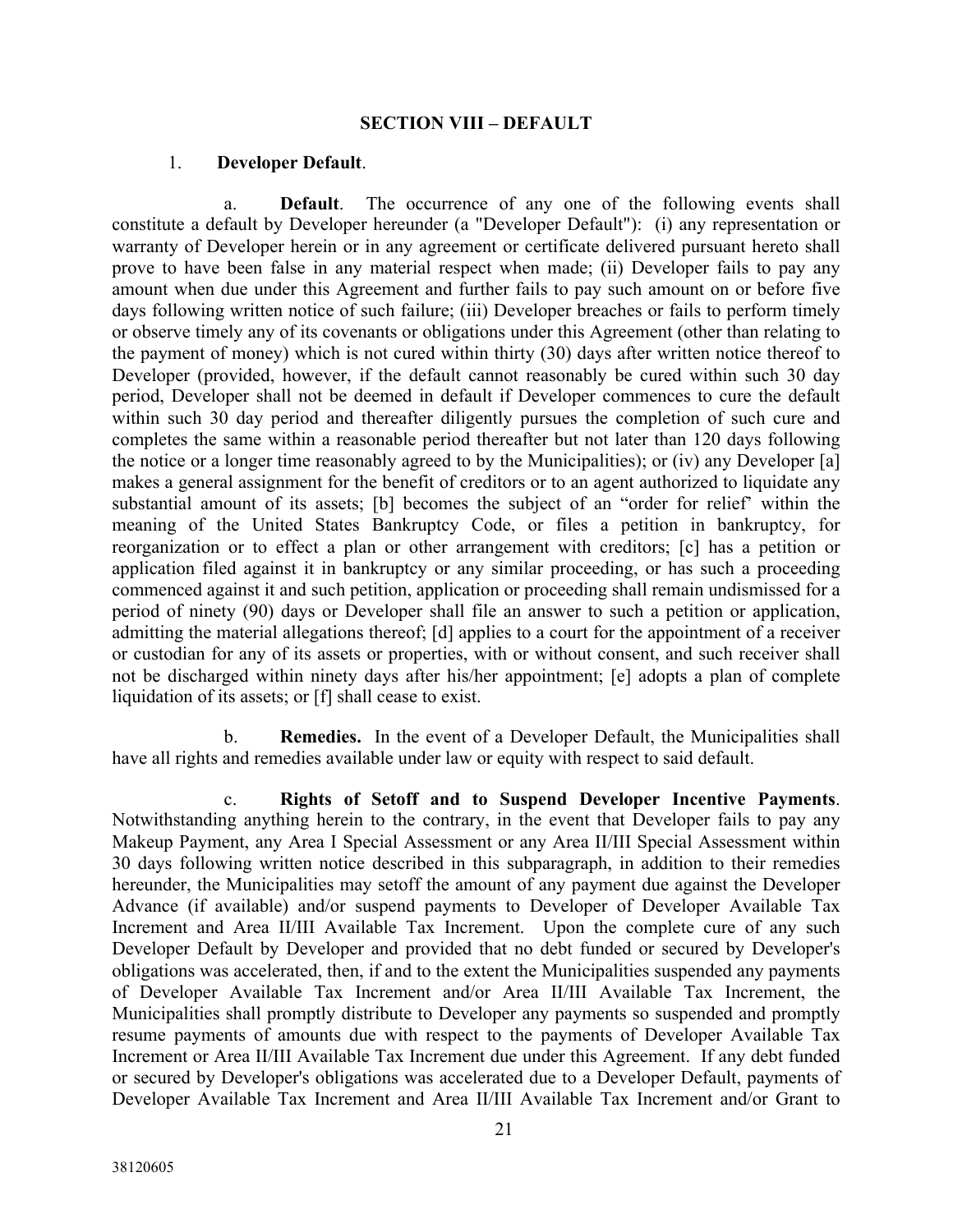## SECTION VIII – DEFAULT

1. **Developer Default**.

a. **Default**. The occurrence of any one of the following events shall constitute a default by Developer hereunder (a "Developer Default"): (i) any representation or warranty of Developer herein or in any agreement or certificate delivered pursuant hereto shall prove to have been false in any material respect when made; (ii) Developer fails to pay any amount when due under this Agreement and further fails to pay such amount on or before five days following written notice of such failure; (iii) Developer breaches or fails to perform timely or observe timely any of its covenants or obligations under this Agreement (other than relating to the payment of money) which is not cured within thirty (30) days after written notice thereof to Developer (provided, however, if the default cannot reasonably be cured within such 30 day period, Developer shall not be deemed in default if Developer commences to cure the default within such 30 day period and thereafter diligently pursues the completion of such cure and completes the same within a reasonable period thereafter but not later than 120 days following the notice or a longer time reasonably agreed to by the Municipalities); or (iv) any Developer [a] makes a general assignment for the benefit of creditors or to an agent authorized to liquidate any substantial amount of its assets; [b] becomes the subject of an "order for relief" within the meaning of the United States Bankruptcy Code, or files a petition in bankruptcy, for reorganization or to effect a plan or other arrangement with creditors; [c] has a petition or application filed against it in bankruptcy or any similar proceeding, or has such a proceeding commenced against it and such petition, application or proceeding shall remain undismissed for a period of ninety (90) days or Developer shall file an answer to such a petition or application, admitting the material allegations thereof; [d] applies to a court for the appointment of a receiver or custodian for any of its assets or properties, with or without consent, and such receiver shall not be discharged within ninety days after his/her appointment; [e] adopts a plan of complete liquidation of its assets; or [f] shall cease to exist.

b. **Remedies.** In the event of a Developer Default, the Municipalities shall have all rights and remedies available under law or equity with respect to said default.

c. **Rights of Setoff and to Suspend Developer Incentive Payments**. Notwithstanding anything herein to the contrary, in the event that Developer fails to pay any Makeup Payment, any Area I Special Assessment or any Area II/III Special Assessment within 30 days following written notice described in this subparagraph, in addition to their remedies hereunder, the Municipalities may setoff the amount of any payment due against the Developer Advance (if available) and/or suspend payments to Developer of Developer Available Tax Increment and Area II/III Available Tax Increment. Upon the complete cure of any such Developer Default by Developer and provided that no debt funded or secured by Developer's obligations was accelerated, then, if and to the extent the Municipalities suspended any payments of Developer Available Tax Increment and/or Area II/III Available Tax Increment, the Municipalities shall promptly distribute to Developer any payments so suspended and promptly resume payments of amounts due with respect to the payments of Developer Available Tax Increment or Area II/III Available Tax Increment due under this Agreement. If any debt funded or secured by Developer's obligations was accelerated due to a Developer Default, payments of Developer Available Tax Increment and Area II/III Available Tax Increment and/or Grant to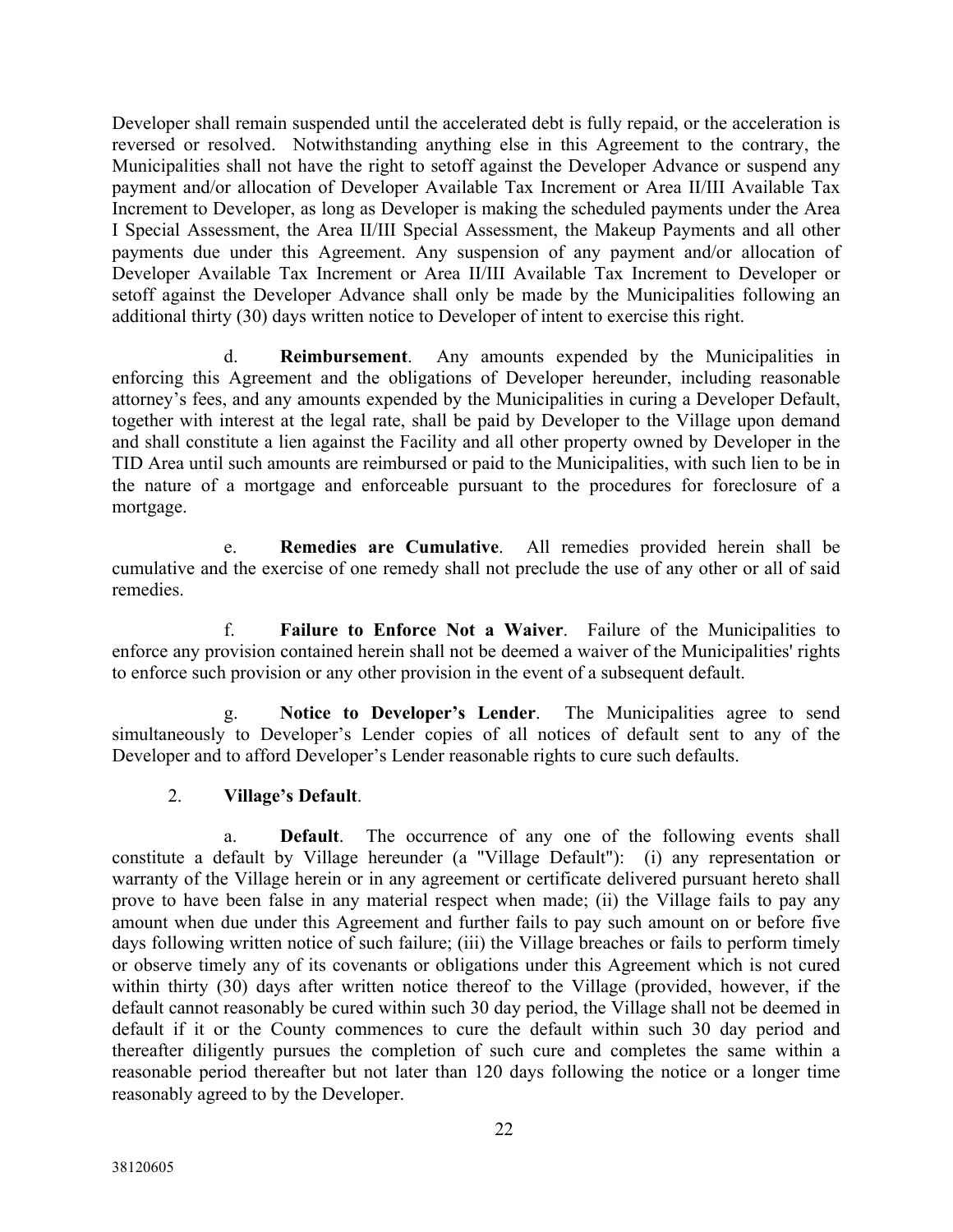Developer shall remain suspended until the accelerated debt is fully repaid, or the acceleration is reversed or resolved. Notwithstanding anything else in this Agreement to the contrary, the Municipalities shall not have the right to setoff against the Developer Advance or suspend any payment and/or allocation of Developer Available Tax Increment or Area II/III Available Tax Increment to Developer, as long as Developer is making the scheduled payments under the Area I Special Assessment, the Area II/III Special Assessment, the Makeup Payments and all other payments due under this Agreement. Any suspension of any payment and/or allocation of Developer Available Tax Increment or Area II/III Available Tax Increment to Developer or setoff against the Developer Advance shall only be made by the Municipalities following an additional thirty (30) days written notice to Developer of intent to exercise this right.

d. **Reimbursement**. Any amounts expended by the Municipalities in enforcing this Agreement and the obligations of Developer hereunder, including reasonable attorney's fees, and any amounts expended by the Municipalities in curing a Developer Default, together with interest at the legal rate, shall be paid by Developer to the Village upon demand and shall constitute a lien against the Facility and all other property owned by Developer in the TID Area until such amounts are reimbursed or paid to the Municipalities, with such lien to be in the nature of a mortgage and enforceable pursuant to the procedures for foreclosure of a mortgage.

e. **Remedies are Cumulative**. All remedies provided herein shall be cumulative and the exercise of one remedy shall not preclude the use of any other or all of said remedies.

f. **Failure to Enforce Not a Waiver**. Failure of the Municipalities to enforce any provision contained herein shall not be deemed a waiver of the Municipalities' rights to enforce such provision or any other provision in the event of a subsequent default.

g. **Notice to Developer's Lender**. The Municipalities agree to send simultaneously to Developer's Lender copies of all notices of default sent to any of the Developer and to afford Developer's Lender reasonable rights to cure such defaults.

2. **Village's Default**.

a. **Default**. The occurrence of any one of the following events shall constitute a default by Village hereunder (a "Village Default"): (i) any representation or warranty of the Village herein or in any agreement or certificate delivered pursuant hereto shall prove to have been false in any material respect when made; (ii) the Village fails to pay any amount when due under this Agreement and further fails to pay such amount on or before five days following written notice of such failure; (iii) the Village breaches or fails to perform timely or observe timely any of its covenants or obligations under this Agreement which is not cured within thirty (30) days after written notice thereof to the Village (provided, however, if the default cannot reasonably be cured within such 30 day period, the Village shall not be deemed in default if it or the County commences to cure the default within such 30 day period and thereafter diligently pursues the completion of such cure and completes the same within a reasonable period thereafter but not later than 120 days following the notice or a longer time reasonably agreed to by the Developer.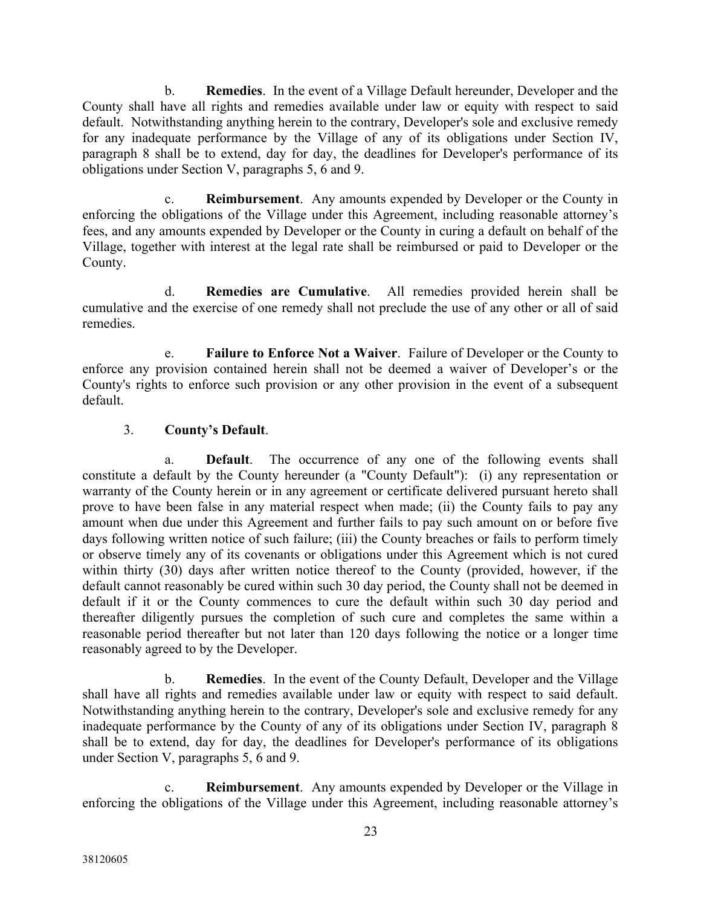b. **Remedies**. In the event of a Village Default hereunder, Developer and the County shall have all rights and remedies available under law or equity with respect to said default. Notwithstanding anything herein to the contrary, Developer's sole and exclusive remedy for any inadequate performance by the Village of any of its obligations under Section IV, paragraph 8 shall be to extend, day for day, the deadlines for Developer's performance of its obligations under Section V, paragraphs 5, 6 and 9.

c. **Reimbursement**. Any amounts expended by Developer or the County in enforcing the obligations of the Village under this Agreement, including reasonable attorney's fees, and any amounts expended by Developer or the County in curing a default on behalf of the Village, together with interest at the legal rate shall be reimbursed or paid to Developer or the County.

d. **Remedies are Cumulative**. All remedies provided herein shall be cumulative and the exercise of one remedy shall not preclude the use of any other or all of said remedies.

e. **Failure to Enforce Not a Waiver**. Failure of Developer or the County to enforce any provision contained herein shall not be deemed a waiver of Developer's or the County's rights to enforce such provision or any other provision in the event of a subsequent default.

3. **County's Default**.

a. **Default**. The occurrence of any one of the following events shall constitute a default by the County hereunder (a "County Default"): (i) any representation or warranty of the County herein or in any agreement or certificate delivered pursuant hereto shall prove to have been false in any material respect when made; (ii) the County fails to pay any amount when due under this Agreement and further fails to pay such amount on or before five days following written notice of such failure; (iii) the County breaches or fails to perform timely or observe timely any of its covenants or obligations under this Agreement which is not cured within thirty (30) days after written notice thereof to the County (provided, however, if the default cannot reasonably be cured within such 30 day period, the County shall not be deemed in default if it or the County commences to cure the default within such 30 day period and thereafter diligently pursues the completion of such cure and completes the same within a reasonable period thereafter but not later than 120 days following the notice or a longer time reasonably agreed to by the Developer.

b. **Remedies**. In the event of the County Default, Developer and the Village shall have all rights and remedies available under law or equity with respect to said default. Notwithstanding anything herein to the contrary, Developer's sole and exclusive remedy for any inadequate performance by the County of any of its obligations under Section IV, paragraph 8 shall be to extend, day for day, the deadlines for Developer's performance of its obligations under Section V, paragraphs 5, 6 and 9.

c. **Reimbursement**. Any amounts expended by Developer or the Village in enforcing the obligations of the Village under this Agreement, including reasonable attorney's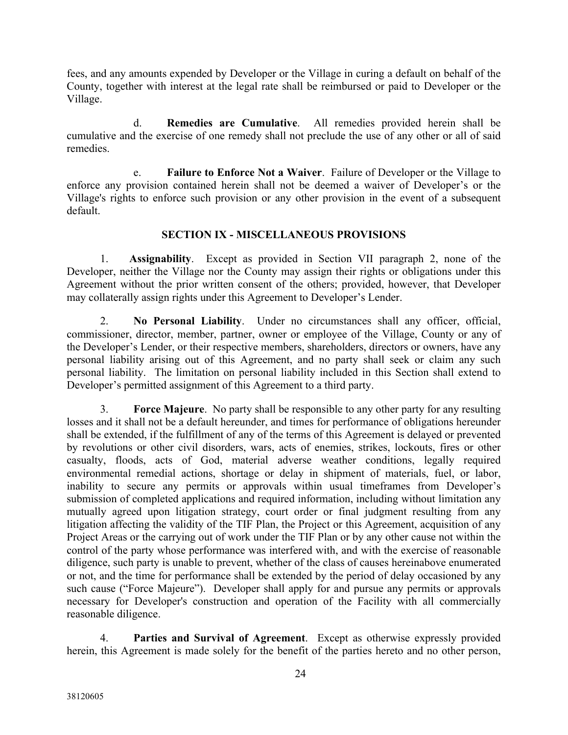fees, and any amounts expended by Developer or the Village in curing a default on behalf of the County, together with interest at the legal rate shall be reimbursed or paid to Developer or the Village.

d. **Remedies are Cumulative**. All remedies provided herein shall be cumulative and the exercise of one remedy shall not preclude the use of any other or all of said remedies.

e. **Failure to Enforce Not a Waiver**. Failure of Developer or the Village to enforce any provision contained herein shall not be deemed a waiver of Developer's or the Village's rights to enforce such provision or any other provision in the event of a subsequent default.

## SECTION IX - MISCELLANEOUS PROVISIONS

1. **Assignability**. Except as provided in Section VII paragraph 2, none of the Developer, neither the Village nor the County may assign their rights or obligations under this Agreement without the prior written consent of the others; provided, however, that Developer may collaterally assign rights under this Agreement to Developer's Lender.

2. **No Personal Liability**. Under no circumstances shall any officer, official, commissioner, director, member, partner, owner or employee of the Village, County or any of the Developer's Lender, or their respective members, shareholders, directors or owners, have any personal liability arising out of this Agreement, and no party shall seek or claim any such personal liability. The limitation on personal liability included in this Section shall extend to Developer's permitted assignment of this Agreement to a third party.

3. **Force Majeure**. No party shall be responsible to any other party for any resulting losses and it shall not be a default hereunder, and times for performance of obligations hereunder shall be extended, if the fulfillment of any of the terms of this Agreement is delayed or prevented by revolutions or other civil disorders, wars, acts of enemies, strikes, lockouts, fires or other casualty, floods, acts of God, material adverse weather conditions, legally required environmental remedial actions, shortage or delay in shipment of materials, fuel, or labor, inability to secure any permits or approvals within usual timeframes from Developer's submission of completed applications and required information, including without limitation any mutually agreed upon litigation strategy, court order or final judgment resulting from any litigation affecting the validity of the TIF Plan, the Project or this Agreement, acquisition of any Project Areas or the carrying out of work under the TIF Plan or by any other cause not within the control of the party whose performance was interfered with, and with the exercise of reasonable diligence, such party is unable to prevent, whether of the class of causes hereinabove enumerated or not, and the time for performance shall be extended by the period of delay occasioned by any such cause ("Force Majeure"). Developer shall apply for and pursue any permits or approvals necessary for Developer's construction and operation of the Facility with all commercially reasonable diligence.

4. **Parties and Survival of Agreement**. Except as otherwise expressly provided herein, this Agreement is made solely for the benefit of the parties hereto and no other person,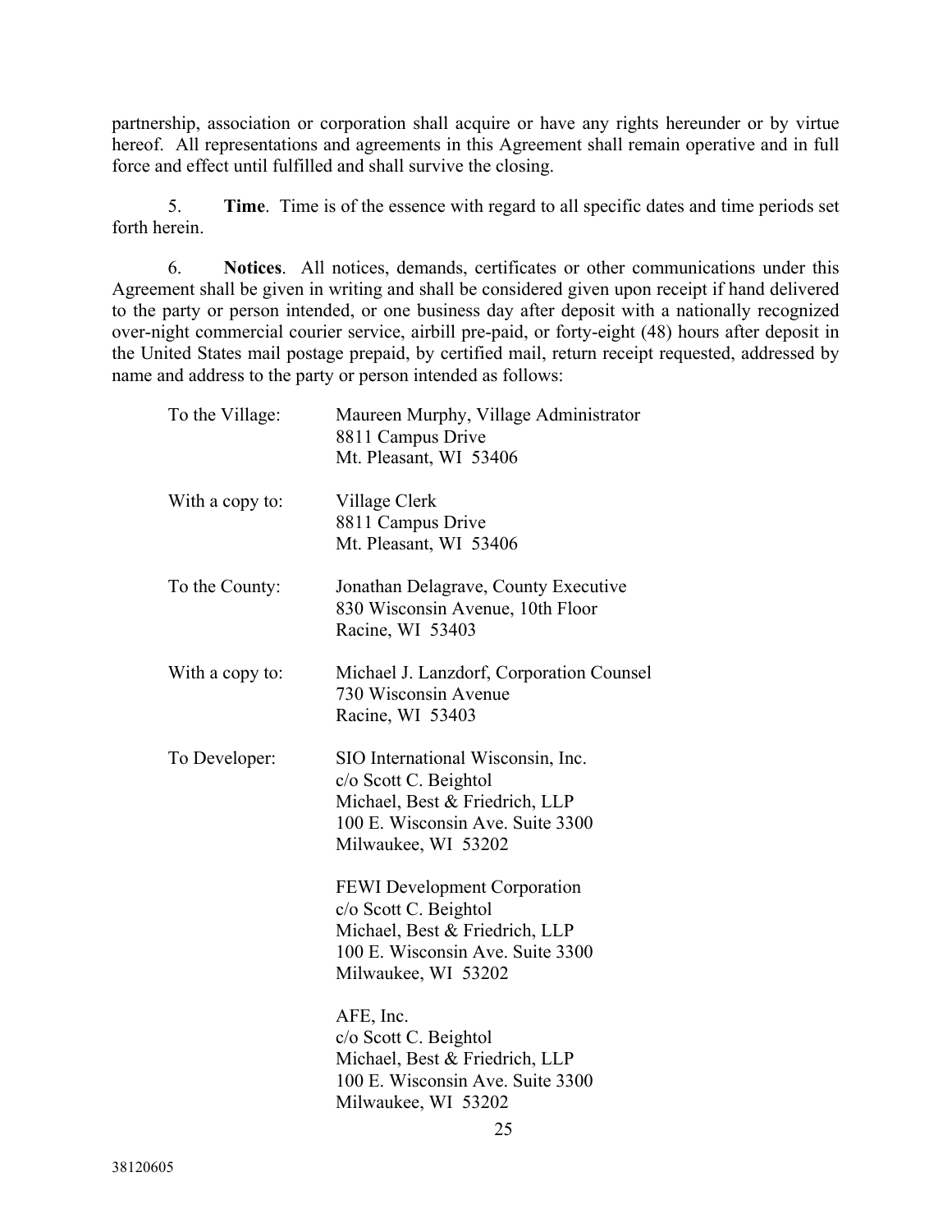partnership, association or corporation shall acquire or have any rights hereunder or by virtue hereof. All representations and agreements in this Agreement shall remain operative and in full force and effect until fulfilled and shall survive the closing.

5. **Time**. Time is of the essence with regard to all specific dates and time periods set forth herein.

6. **Notices**. All notices, demands, certificates or other communications under this Agreement shall be given in writing and shall be considered given upon receipt if hand delivered to the party or person intended, or one business day after deposit with a nationally recognized over-night commercial courier service, airbill pre-paid, or forty-eight (48) hours after deposit in the United States mail postage prepaid, by certified mail, return receipt requested, addressed by name and address to the party or person intended as follows:

To the Village:
Maureen Murphy, Village Administrator
8811 Campus Drive
Mt. Pleasant, WI 53406

With a copy to:
Village Clerk
8811 Campus Drive
Mt. Pleasant, WI 53406

To the County:
Jonathan Delagrave, County Executive
830 Wisconsin Avenue, 10th Floor
Racine, WI 53403

With a copy to:
Michael J. Lanzdorf, Corporation Counsel
730 Wisconsin Avenue
Racine, WI 53403

To Developer:
SIO International Wisconsin, Inc.
c/o Scott C. Beightol
Michael, Best & Friedrich, LLP
100 E. Wisconsin Ave. Suite 3300
Milwaukee, WI 53202

FEWI Development Corporation
c/o Scott C. Beightol
Michael, Best & Friedrich, LLP
100 E. Wisconsin Ave. Suite 3300
Milwaukee, WI 53202

AFE, Inc.
c/o Scott C. Beightol
Michael, Best & Friedrich, LLP
100 E. Wisconsin Ave. Suite 3300
Milwaukee, WI 53202

38120605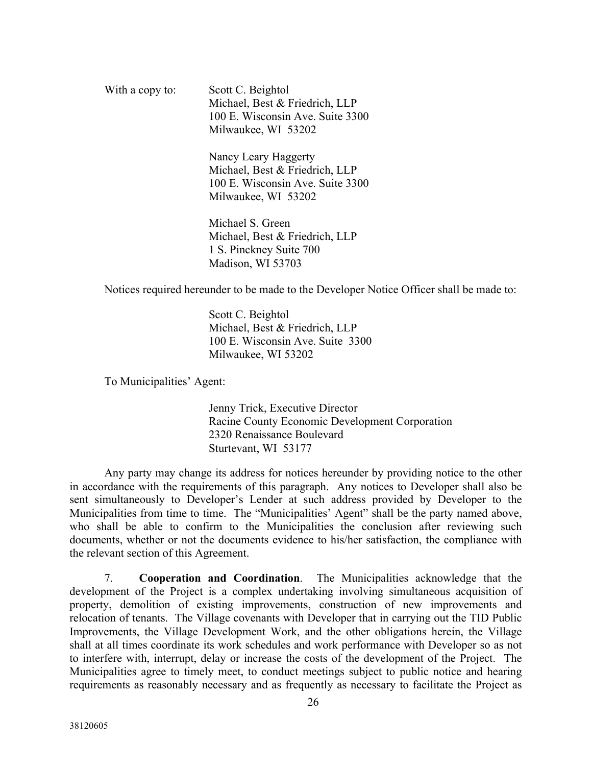With a copy to: Scott C. Beightol
Michael, Best & Friedrich, LLP
100 E. Wisconsin Ave. Suite 3300
Milwaukee, WI 53202

Nancy Leary Haggerty
Michael, Best & Friedrich, LLP
100 E. Wisconsin Ave. Suite 3300
Milwaukee, WI 53202

Michael S. Green
Michael, Best & Friedrich, LLP
1 S. Pinckney Suite 700
Madison, WI 53703

Notices required hereunder to be made to the Developer Notice Officer shall be made to:

Scott C. Beightol
Michael, Best & Friedrich, LLP
100 E. Wisconsin Ave. Suite 3300
Milwaukee, WI 53202

To Municipalities' Agent:

Jenny Trick, Executive Director
Racine County Economic Development Corporation
2320 Renaissance Boulevard
Sturtevant, WI 53177

Any party may change its address for notices hereunder by providing notice to the other in accordance with the requirements of this paragraph. Any notices to Developer shall also be sent simultaneously to Developer's Lender at such address provided by Developer to the Municipalities from time to time. The "Municipalities' Agent" shall be the party named above, who shall be able to confirm to the Municipalities the conclusion after reviewing such documents, whether or not the documents evidence to his/her satisfaction, the compliance with the relevant section of this Agreement.

7. **Cooperation and Coordination**. The Municipalities acknowledge that the development of the Project is a complex undertaking involving simultaneous acquisition of property, demolition of existing improvements, construction of new improvements and relocation of tenants. The Village covenants with Developer that in carrying out the TID Public Improvements, the Village Development Work, and the other obligations herein, the Village shall at all times coordinate its work schedules and work performance with Developer so as not to interfere with, interrupt, delay or increase the costs of the development of the Project. The Municipalities agree to timely meet, to conduct meetings subject to public notice and hearing requirements as reasonably necessary and as frequently as necessary to facilitate the Project as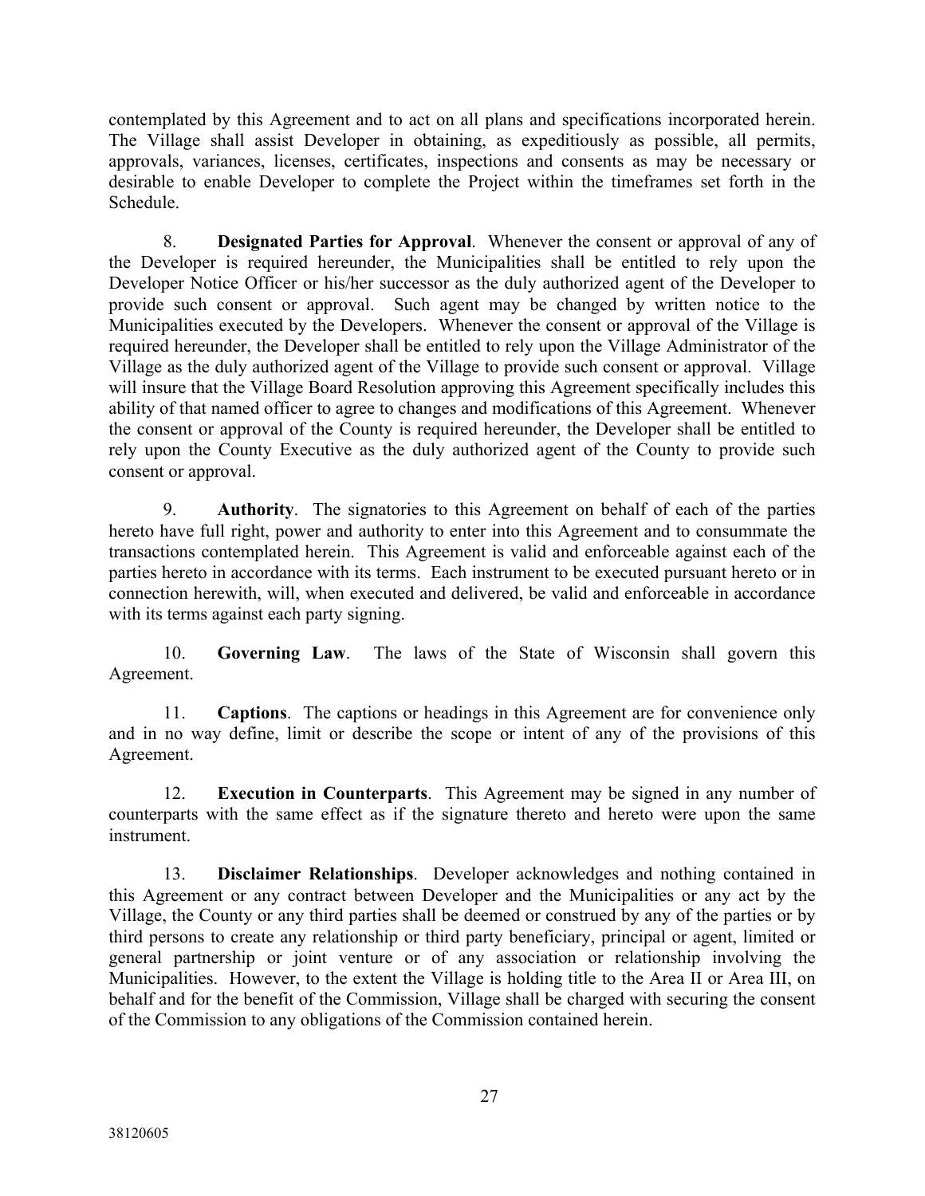contemplated by this Agreement and to act on all plans and specifications incorporated herein. The Village shall assist Developer in obtaining, as expeditiously as possible, all permits, approvals, variances, licenses, certificates, inspections and consents as may be necessary or desirable to enable Developer to complete the Project within the timeframes set forth in the Schedule.

8. **Designated Parties for Approval**. Whenever the consent or approval of any of the Developer is required hereunder, the Municipalities shall be entitled to rely upon the Developer Notice Officer or his/her successor as the duly authorized agent of the Developer to provide such consent or approval. Such agent may be changed by written notice to the Municipalities executed by the Developers. Whenever the consent or approval of the Village is required hereunder, the Developer shall be entitled to rely upon the Village Administrator of the Village as the duly authorized agent of the Village to provide such consent or approval. Village will insure that the Village Board Resolution approving this Agreement specifically includes this ability of that named officer to agree to changes and modifications of this Agreement. Whenever the consent or approval of the County is required hereunder, the Developer shall be entitled to rely upon the County Executive as the duly authorized agent of the County to provide such consent or approval.

9. **Authority**. The signatories to this Agreement on behalf of each of the parties hereto have full right, power and authority to enter into this Agreement and to consummate the transactions contemplated herein. This Agreement is valid and enforceable against each of the parties hereto in accordance with its terms. Each instrument to be executed pursuant hereto or in connection herewith, will, when executed and delivered, be valid and enforceable in accordance with its terms against each party signing.

10. **Governing Law**. The laws of the State of Wisconsin shall govern this Agreement.

11. **Captions**. The captions or headings in this Agreement are for convenience only and in no way define, limit or describe the scope or intent of any of the provisions of this Agreement.

12. **Execution in Counterparts**. This Agreement may be signed in any number of counterparts with the same effect as if the signature thereto and hereto were upon the same instrument.

13. **Disclaimer Relationships**. Developer acknowledges and nothing contained in this Agreement or any contract between Developer and the Municipalities or any act by the Village, the County or any third parties shall be deemed or construed by any of the parties or by third persons to create any relationship or third party beneficiary, principal or agent, limited or general partnership or joint venture or of any association or relationship involving the Municipalities. However, to the extent the Village is holding title to the Area II or Area III, on behalf and for the benefit of the Commission, Village shall be charged with securing the consent of the Commission to any obligations of the Commission contained herein.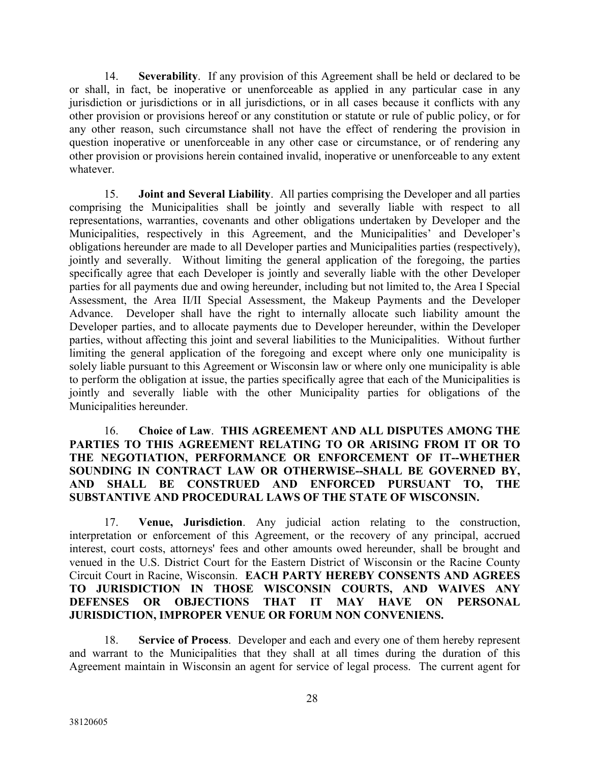14. **Severability**. If any provision of this Agreement shall be held or declared to be or shall, in fact, be inoperative or unenforceable as applied in any particular case in any jurisdiction or jurisdictions or in all jurisdictions, or in all cases because it conflicts with any other provision or provisions hereof or any constitution or statute or rule of public policy, or for any other reason, such circumstance shall not have the effect of rendering the provision in question inoperative or unenforceable in any other case or circumstance, or of rendering any other provision or provisions herein contained invalid, inoperative or unenforceable to any extent whatever.

15. **Joint and Several Liability**. All parties comprising the Developer and all parties comprising the Municipalities shall be jointly and severally liable with respect to all representations, warranties, covenants and other obligations undertaken by Developer and the Municipalities, respectively in this Agreement, and the Municipalities' and Developer's obligations hereunder are made to all Developer parties and Municipalities parties (respectively), jointly and severally. Without limiting the general application of the foregoing, the parties specifically agree that each Developer is jointly and severally liable with the other Developer parties for all payments due and owing hereunder, including but not limited to, the Area I Special Assessment, the Area II/II Special Assessment, the Makeup Payments and the Developer Advance. Developer shall have the right to internally allocate such liability amount the Developer parties, and to allocate payments due to Developer hereunder, within the Developer parties, without affecting this joint and several liabilities to the Municipalities. Without further limiting the general application of the foregoing and except where only one municipality is solely liable pursuant to this Agreement or Wisconsin law or where only one municipality is able to perform the obligation at issue, the parties specifically agree that each of the Municipalities is jointly and severally liable with the other Municipality parties for obligations of the Municipalities hereunder.

16. **Choice of Law**. **THIS AGREEMENT AND ALL DISPUTES AMONG THE PARTIES TO THIS AGREEMENT RELATING TO OR ARISING FROM IT OR TO THE NEGOTIATION, PERFORMANCE OR ENFORCEMENT OF IT--WHETHER SOUNDING IN CONTRACT LAW OR OTHERWISE--SHALL BE GOVERNED BY, AND SHALL BE CONSTRUED AND ENFORCED PURSUANT TO, THE SUBSTANTIVE AND PROCEDURAL LAWS OF THE STATE OF WISCONSIN.**

17. **Venue, Jurisdiction**. Any judicial action relating to the construction, interpretation or enforcement of this Agreement, or the recovery of any principal, accrued interest, court costs, attorneys' fees and other amounts owed hereunder, shall be brought and venued in the U.S. District Court for the Eastern District of Wisconsin or the Racine County Circuit Court in Racine, Wisconsin. **EACH PARTY HEREBY CONSENTS AND AGREES TO JURISDICTION IN THOSE WISCONSIN COURTS, AND WAIVES ANY DEFENSES OR OBJECTIONS THAT IT MAY HAVE ON PERSONAL JURISDICTION, IMPROPER VENUE OR FORUM NON CONVENIENS.**

18. **Service of Process**. Developer and each and every one of them hereby represent and warrant to the Municipalities that they shall at all times during the duration of this Agreement maintain in Wisconsin an agent for service of legal process. The current agent for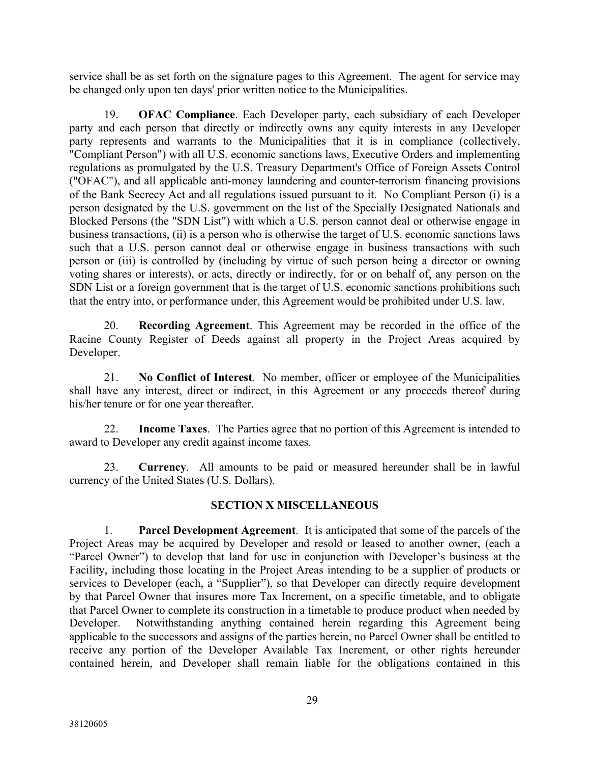service shall be as set forth on the signature pages to this Agreement. The agent for service may be changed only upon ten days' prior written notice to the Municipalities.

19. **OFAC Compliance**. Each Developer party, each subsidiary of each Developer party and each person that directly or indirectly owns any equity interests in any Developer party represents and warrants to the Municipalities that it is in compliance (collectively, "Compliant Person") with all U.S. economic sanctions laws, Executive Orders and implementing regulations as promulgated by the U.S. Treasury Department's Office of Foreign Assets Control ("OFAC"), and all applicable anti-money laundering and counter-terrorism financing provisions of the Bank Secrecy Act and all regulations issued pursuant to it. No Compliant Person (i) is a person designated by the U.S. government on the list of the Specially Designated Nationals and Blocked Persons (the "SDN List") with which a U.S. person cannot deal or otherwise engage in business transactions, (ii) is a person who is otherwise the target of U.S. economic sanctions laws such that a U.S. person cannot deal or otherwise engage in business transactions with such person or (iii) is controlled by (including by virtue of such person being a director or owning voting shares or interests), or acts, directly or indirectly, for or on behalf of, any person on the SDN List or a foreign government that is the target of U.S. economic sanctions prohibitions such that the entry into, or performance under, this Agreement would be prohibited under U.S. law.

20. **Recording Agreement**. This Agreement may be recorded in the office of the Racine County Register of Deeds against all property in the Project Areas acquired by Developer.

21. **No Conflict of Interest**. No member, officer or employee of the Municipalities shall have any interest, direct or indirect, in this Agreement or any proceeds thereof during his/her tenure or for one year thereafter.

22. **Income Taxes**. The Parties agree that no portion of this Agreement is intended to award to Developer any credit against income taxes.

23. **Currency**. All amounts to be paid or measured hereunder shall be in lawful currency of the United States (U.S. Dollars).

## SECTION X MISCELLANEOUS

1. **Parcel Development Agreement**. It is anticipated that some of the parcels of the Project Areas may be acquired by Developer and resold or leased to another owner, (each a "Parcel Owner") to develop that land for use in conjunction with Developer's business at the Facility, including those locating in the Project Areas intending to be a supplier of products or services to Developer (each, a "Supplier"), so that Developer can directly require development by that Parcel Owner that insures more Tax Increment, on a specific timetable, and to obligate that Parcel Owner to complete its construction in a timetable to produce product when needed by Developer. Notwithstanding anything contained herein regarding this Agreement being applicable to the successors and assigns of the parties herein, no Parcel Owner shall be entitled to receive any portion of the Developer Available Tax Increment, or other rights hereunder contained herein, and Developer shall remain liable for the obligations contained in this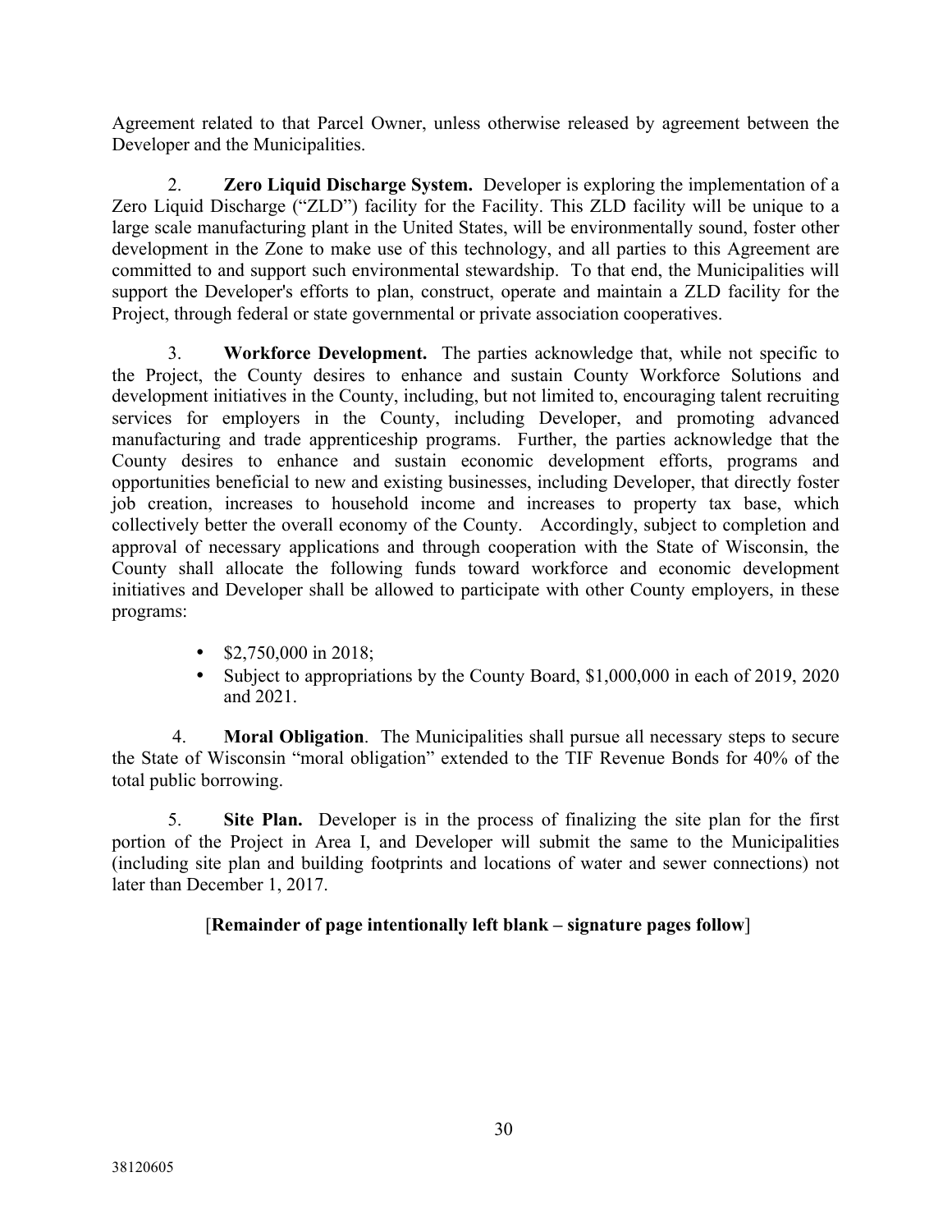Agreement related to that Parcel Owner, unless otherwise released by agreement between the Developer and the Municipalities.

2. **Zero Liquid Discharge System.** Developer is exploring the implementation of a Zero Liquid Discharge ("ZLD") facility for the Facility. This ZLD facility will be unique to a large scale manufacturing plant in the United States, will be environmentally sound, foster other development in the Zone to make use of this technology, and all parties to this Agreement are committed to and support such environmental stewardship. To that end, the Municipalities will support the Developer's efforts to plan, construct, operate and maintain a ZLD facility for the Project, through federal or state governmental or private association cooperatives.

3. **Workforce Development.** The parties acknowledge that, while not specific to the Project, the County desires to enhance and sustain County Workforce Solutions and development initiatives in the County, including, but not limited to, encouraging talent recruiting services for employers in the County, including Developer, and promoting advanced manufacturing and trade apprenticeship programs. Further, the parties acknowledge that the County desires to enhance and sustain economic development efforts, programs and opportunities beneficial to new and existing businesses, including Developer, that directly foster job creation, increases to household income and increases to property tax base, which collectively better the overall economy of the County. Accordingly, subject to completion and approval of necessary applications and through cooperation with the State of Wisconsin, the County shall allocate the following funds toward workforce and economic development initiatives and Developer shall be allowed to participate with other County employers, in these programs:

- $2,750,000 in 2018;
- Subject to appropriations by the County Board, $1,000,000 in each of 2019, 2020 and 2021.

4. **Moral Obligation**. The Municipalities shall pursue all necessary steps to secure the State of Wisconsin "moral obligation" extended to the TIF Revenue Bonds for 40% of the total public borrowing.

5. **Site Plan.** Developer is in the process of finalizing the site plan for the first portion of the Project in Area I, and Developer will submit the same to the Municipalities (including site plan and building footprints and locations of water and sewer connections) not later than December 1, 2017.

[**Remainder of page intentionally left blank – signature pages follow**]

38120605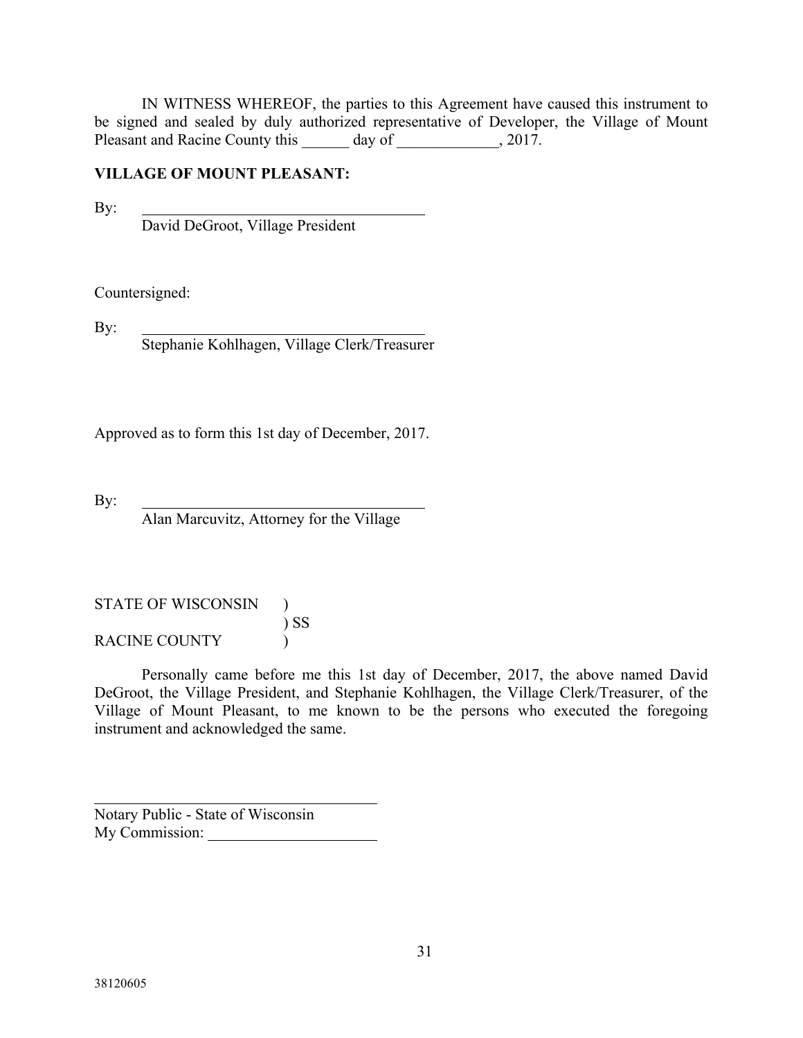IN WITNESS WHEREOF, the parties to this Agreement have caused this instrument to be signed and sealed by duly authorized representative of Developer, the Village of Mount Pleasant and Racine County this ______ day of _____________, 2017.

**VILLAGE OF MOUNT PLEASANT:**

By: ______________________________________
David DeGroot, Village President

Countersigned:

By: ______________________________________
Stephanie Kohlhagen, Village Clerk/Treasurer

Approved as to form this 1st day of December, 2017.

By: ______________________________________
Alan Marcuvitz, Attorney for the Village

STATE OF WISCONSIN )
) SS
RACINE COUNTY )

Personally came before me this 1st day of December, 2017, the above named David DeGroot, the Village President, and Stephanie Kohlhagen, the Village Clerk/Treasurer, of the Village of Mount Pleasant, to me known to be the persons who executed the foregoing instrument and acknowledged the same.

______________________________________
Notary Public - State of Wisconsin
My Commission: ______________________

38120605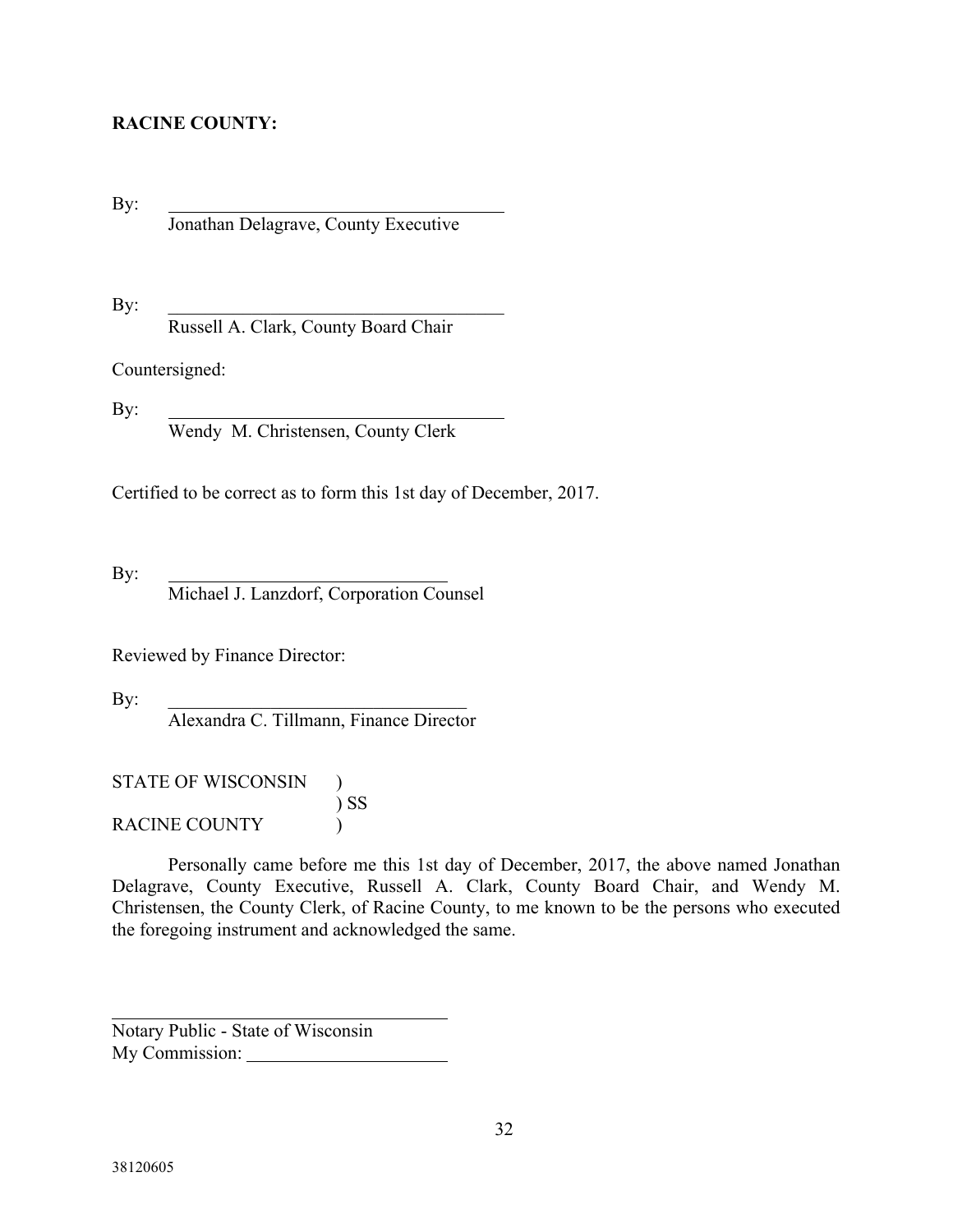**RACINE COUNTY:**

By: \_\_\_\_\_\_\_\_\_\_\_\_\_\_\_\_\_\_\_\_\_\_\_\_\_\_\_\_\_\_\_\_\_\_\_\_
Jonathan Delagrave, County Executive

By: \_\_\_\_\_\_\_\_\_\_\_\_\_\_\_\_\_\_\_\_\_\_\_\_\_\_\_\_\_\_\_\_\_\_\_\_
Russell A. Clark, County Board Chair

Countersigned:

By: \_\_\_\_\_\_\_\_\_\_\_\_\_\_\_\_\_\_\_\_\_\_\_\_\_\_\_\_\_\_\_\_\_\_\_\_
Wendy M. Christensen, County Clerk

Certified to be correct as to form this 1st day of December, 2017.

By: \_\_\_\_\_\_\_\_\_\_\_\_\_\_\_\_\_\_\_\_\_\_\_\_\_\_\_\_\_\_
Michael J. Lanzdorf, Corporation Counsel

Reviewed by Finance Director:

By: \_\_\_\_\_\_\_\_\_\_\_\_\_\_\_\_\_\_\_\_\_\_\_\_\_\_\_\_\_\_\_\_
Alexandra C. Tillmann, Finance Director

STATE OF WISCONSIN )
) SS
RACINE COUNTY )

Personally came before me this 1st day of December, 2017, the above named Jonathan Delagrave, County Executive, Russell A. Clark, County Board Chair, and Wendy M. Christensen, the County Clerk, of Racine County, to me known to be the persons who executed the foregoing instrument and acknowledged the same.

\_\_\_\_\_\_\_\_\_\_\_\_\_\_\_\_\_\_\_\_\_\_\_\_\_\_\_\_\_\_\_\_\_\_\_\_
Notary Public - State of Wisconsin
My Commission: \_\_\_\_\_\_\_\_\_\_\_\_\_\_\_\_\_\_\_\_

38120605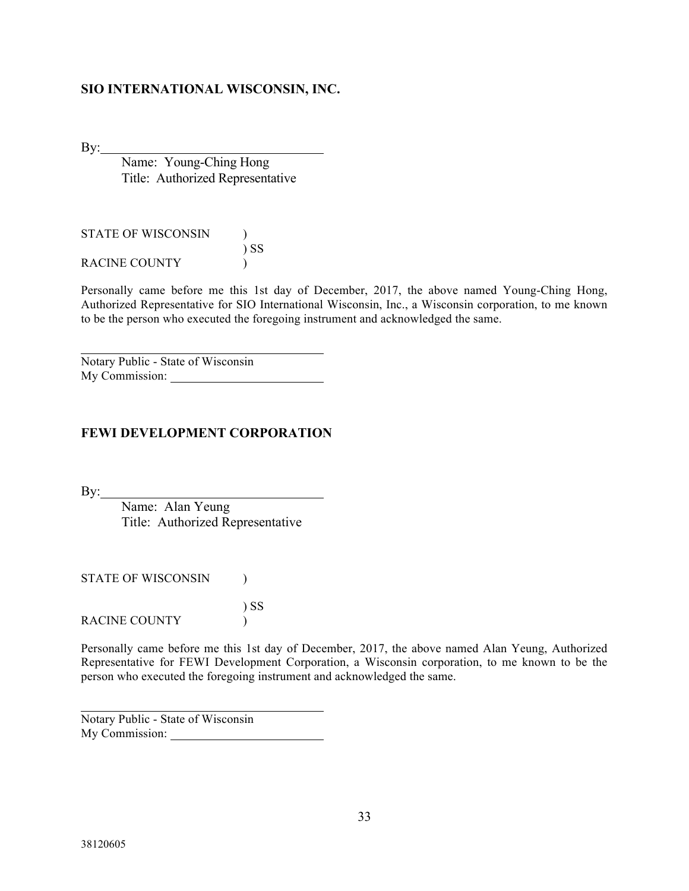**SIO INTERNATIONAL WISCONSIN, INC.**

By:\_\_\_\_\_\_\_\_\_\_\_\_\_\_\_\_\_\_\_\_\_\_\_\_\_\_\_\_\_\_\_\_\_\_

Name: Young-Ching Hong
Title: Authorized Representative

STATE OF WISCONSIN )
) SS
RACINE COUNTY )

Personally came before me this 1st day of December, 2017, the above named Young-Ching Hong, Authorized Representative for SIO International Wisconsin, Inc., a Wisconsin corporation, to me known to be the person who executed the foregoing instrument and acknowledged the same.

\_\_\_\_\_\_\_\_\_\_\_\_\_\_\_\_\_\_\_\_\_\_\_\_\_\_\_\_\_\_\_\_\_\_
Notary Public - State of Wisconsin
My Commission: \_\_\_\_\_\_\_\_\_\_\_\_\_\_\_\_\_\_\_\_\_\_\_\_

**FEWI DEVELOPMENT CORPORATION**

By:\_\_\_\_\_\_\_\_\_\_\_\_\_\_\_\_\_\_\_\_\_\_\_\_\_\_\_\_\_\_\_\_\_\_

Name: Alan Yeung
Title: Authorized Representative

STATE OF WISCONSIN )
) SS
RACINE COUNTY )

Personally came before me this 1st day of December, 2017, the above named Alan Yeung, Authorized Representative for FEWI Development Corporation, a Wisconsin corporation, to me known to be the person who executed the foregoing instrument and acknowledged the same.

\_\_\_\_\_\_\_\_\_\_\_\_\_\_\_\_\_\_\_\_\_\_\_\_\_\_\_\_\_\_\_\_\_\_
Notary Public - State of Wisconsin
My Commission: \_\_\_\_\_\_\_\_\_\_\_\_\_\_\_\_\_\_\_\_\_\_\_\_

38120605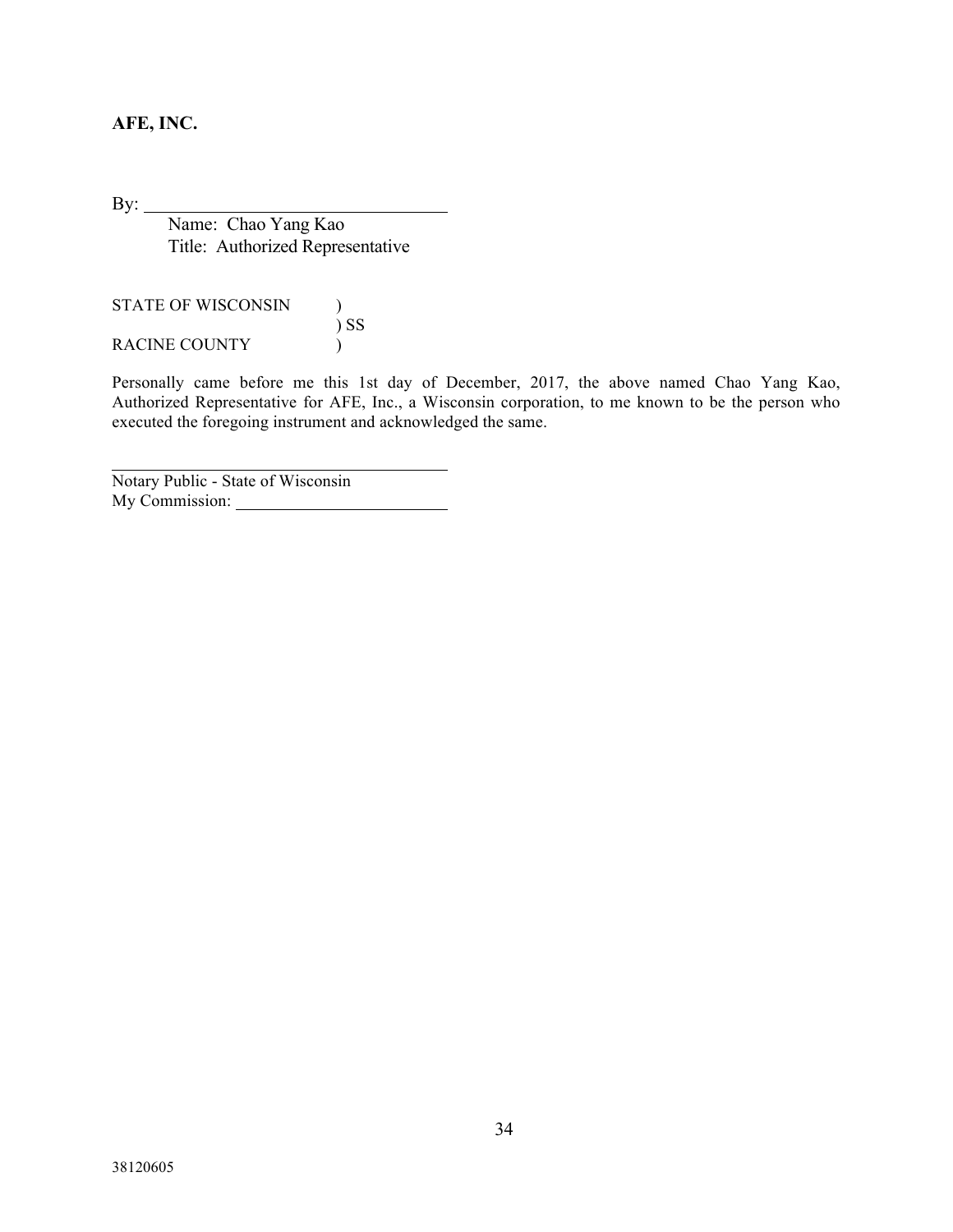**AFE, INC.**

By: ________________________________

Name: Chao Yang Kao

Title: Authorized Representative

STATE OF WISCONSIN )
) SS
RACINE COUNTY )

Personally came before me this 1st day of December, 2017, the above named Chao Yang Kao, Authorized Representative for AFE, Inc., a Wisconsin corporation, to me known to be the person who executed the foregoing instrument and acknowledged the same.

________________________________

Notary Public - State of Wisconsin

My Commission: ____________________

38120605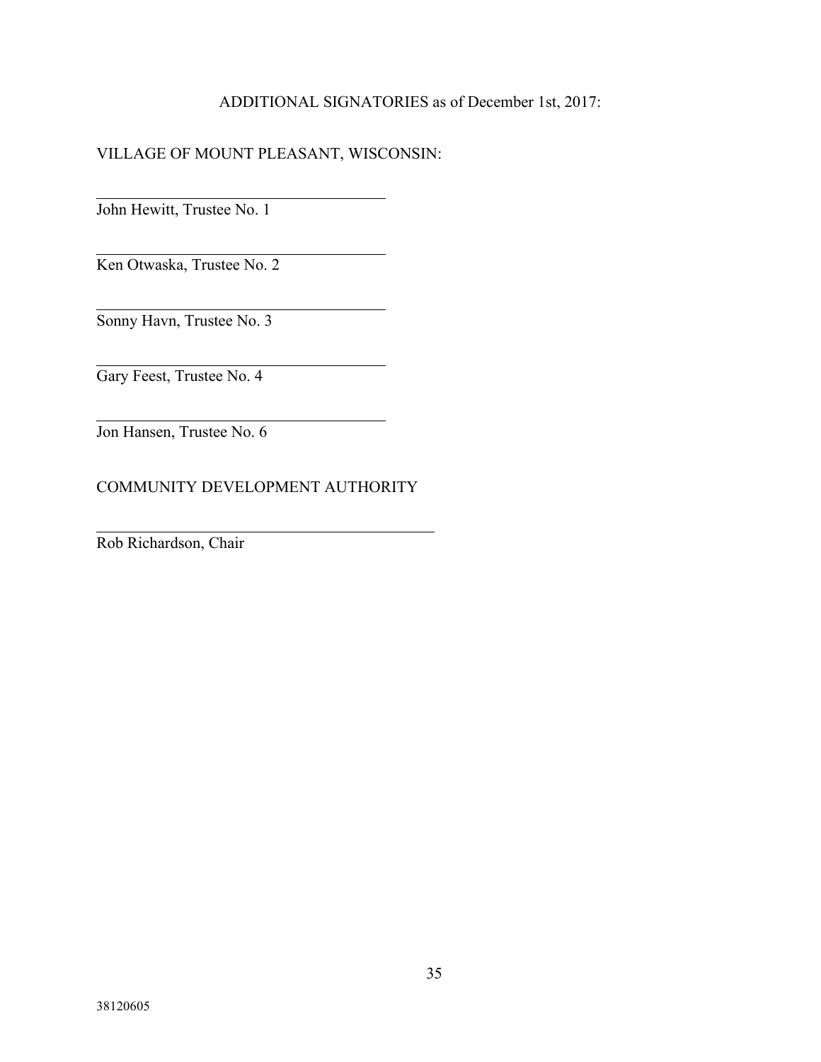ADDITIONAL SIGNATORIES as of December 1st, 2017:

VILLAGE OF MOUNT PLEASANT, WISCONSIN:

\_\_\_\_\_\_\_\_\_\_\_\_\_\_\_\_\_\_\_\_\_\_\_\_\_\_\_\_\_\_\_\_\_\_\_\_
John Hewitt, Trustee No. 1

\_\_\_\_\_\_\_\_\_\_\_\_\_\_\_\_\_\_\_\_\_\_\_\_\_\_\_\_\_\_\_\_\_\_\_\_
Ken Otwaska, Trustee No. 2

\_\_\_\_\_\_\_\_\_\_\_\_\_\_\_\_\_\_\_\_\_\_\_\_\_\_\_\_\_\_\_\_\_\_\_\_
Sonny Havn, Trustee No. 3

\_\_\_\_\_\_\_\_\_\_\_\_\_\_\_\_\_\_\_\_\_\_\_\_\_\_\_\_\_\_\_\_\_\_\_\_
Gary Feest, Trustee No. 4

\_\_\_\_\_\_\_\_\_\_\_\_\_\_\_\_\_\_\_\_\_\_\_\_\_\_\_\_\_\_\_\_\_\_\_\_
Jon Hansen, Trustee No. 6

COMMUNITY DEVELOPMENT AUTHORITY

\_\_\_\_\_\_\_\_\_\_\_\_\_\_\_\_\_\_\_\_\_\_\_\_\_\_\_\_\_\_\_\_\_\_\_\_\_\_\_\_\_\_
Rob Richardson, Chair

38120605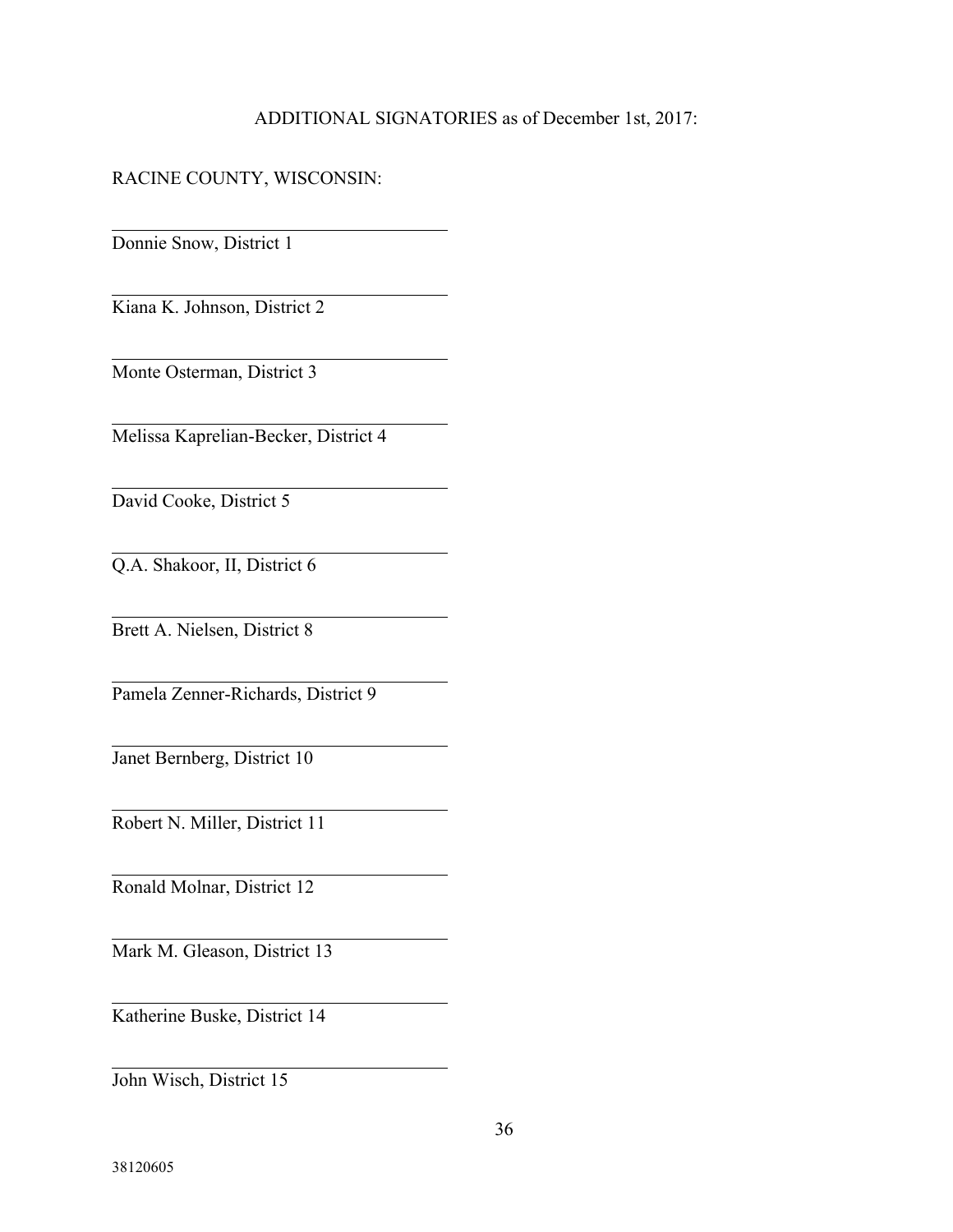ADDITIONAL SIGNATORIES as of December 1st, 2017:

RACINE COUNTY, WISCONSIN:

\_\_\_\_\_\_\_\_\_\_\_\_\_\_\_\_\_\_\_\_\_\_\_\_\_\_\_\_\_\_\_\_\_\_\_\_

Donnie Snow, District 1

\_\_\_\_\_\_\_\_\_\_\_\_\_\_\_\_\_\_\_\_\_\_\_\_\_\_\_\_\_\_\_\_\_\_\_\_

Kiana K. Johnson, District 2

\_\_\_\_\_\_\_\_\_\_\_\_\_\_\_\_\_\_\_\_\_\_\_\_\_\_\_\_\_\_\_\_\_\_\_\_

Monte Osterman, District 3

\_\_\_\_\_\_\_\_\_\_\_\_\_\_\_\_\_\_\_\_\_\_\_\_\_\_\_\_\_\_\_\_\_\_\_\_

Melissa Kaprelian-Becker, District 4

\_\_\_\_\_\_\_\_\_\_\_\_\_\_\_\_\_\_\_\_\_\_\_\_\_\_\_\_\_\_\_\_\_\_\_\_

David Cooke, District 5

\_\_\_\_\_\_\_\_\_\_\_\_\_\_\_\_\_\_\_\_\_\_\_\_\_\_\_\_\_\_\_\_\_\_\_\_

Q.A. Shakoor, II, District 6

\_\_\_\_\_\_\_\_\_\_\_\_\_\_\_\_\_\_\_\_\_\_\_\_\_\_\_\_\_\_\_\_\_\_\_\_

Brett A. Nielsen, District 8

\_\_\_\_\_\_\_\_\_\_\_\_\_\_\_\_\_\_\_\_\_\_\_\_\_\_\_\_\_\_\_\_\_\_\_\_

Pamela Zenner-Richards, District 9

\_\_\_\_\_\_\_\_\_\_\_\_\_\_\_\_\_\_\_\_\_\_\_\_\_\_\_\_\_\_\_\_\_\_\_\_

Janet Bernberg, District 10

\_\_\_\_\_\_\_\_\_\_\_\_\_\_\_\_\_\_\_\_\_\_\_\_\_\_\_\_\_\_\_\_\_\_\_\_

Robert N. Miller, District 11

\_\_\_\_\_\_\_\_\_\_\_\_\_\_\_\_\_\_\_\_\_\_\_\_\_\_\_\_\_\_\_\_\_\_\_\_

Ronald Molnar, District 12

\_\_\_\_\_\_\_\_\_\_\_\_\_\_\_\_\_\_\_\_\_\_\_\_\_\_\_\_\_\_\_\_\_\_\_\_

Mark M. Gleason, District 13

\_\_\_\_\_\_\_\_\_\_\_\_\_\_\_\_\_\_\_\_\_\_\_\_\_\_\_\_\_\_\_\_\_\_\_\_

Katherine Buske, District 14

\_\_\_\_\_\_\_\_\_\_\_\_\_\_\_\_\_\_\_\_\_\_\_\_\_\_\_\_\_\_\_\_\_\_\_\_

John Wisch, District 15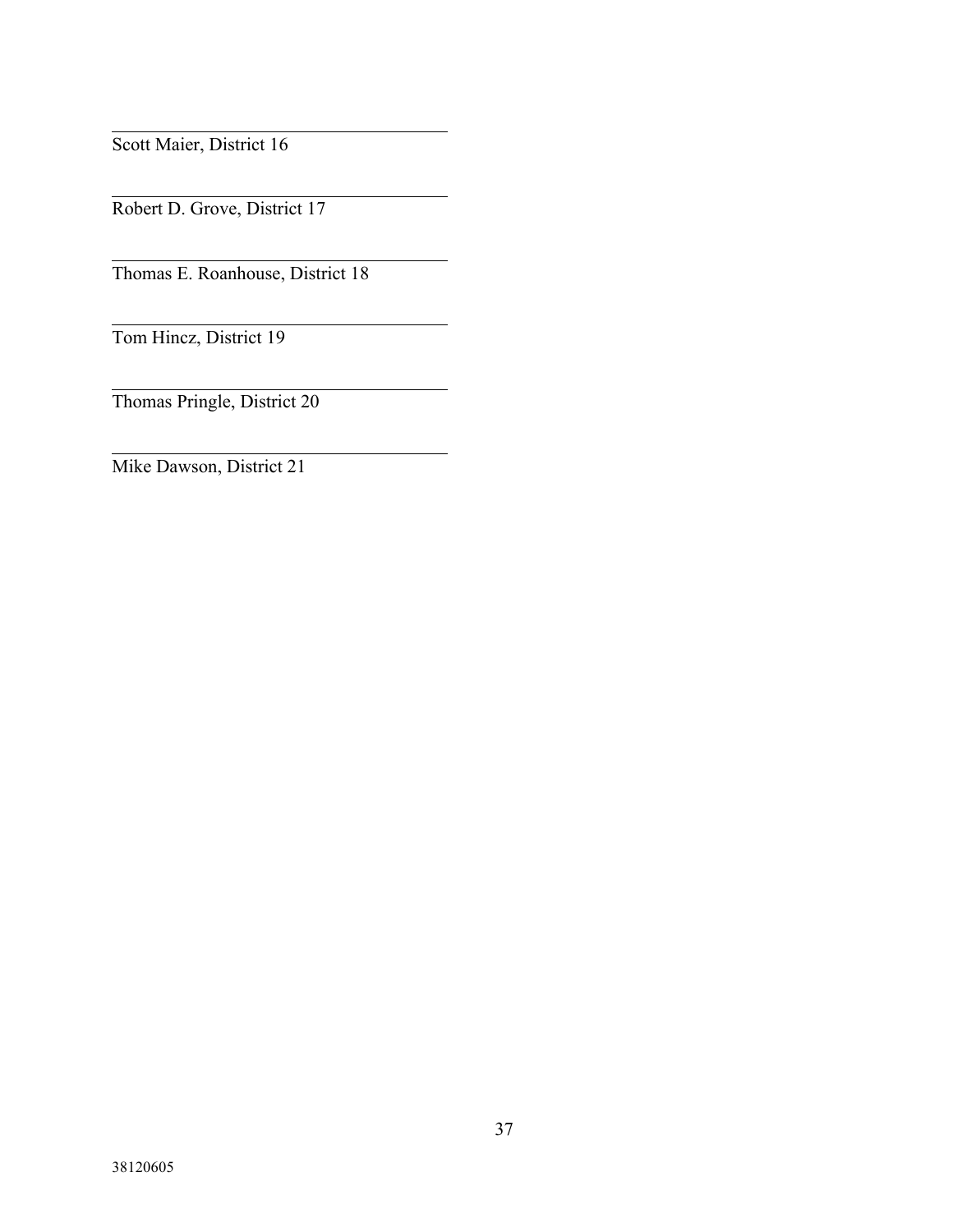Scott Maier, District 16

Robert D. Grove, District 17

Thomas E. Roanhouse, District 18

Tom Hincz, District 19

Thomas Pringle, District 20

Mike Dawson, District 21

38120605